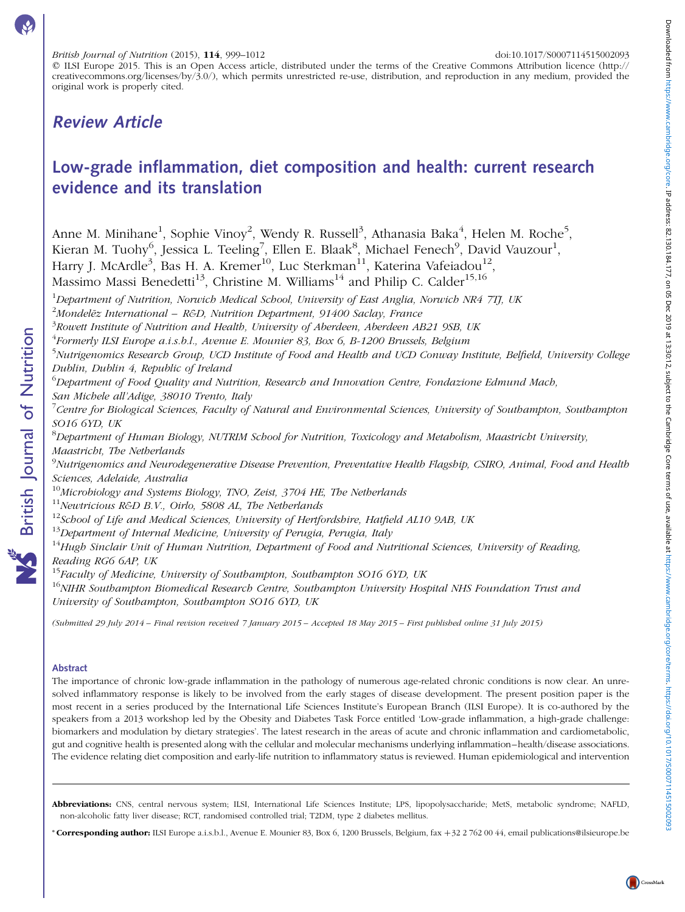© ILSI Europe 2015. This is an Open Access article, distributed under the terms of the Creative Commons Attribution licence (http://creativecommons.org/licenses/by/3.0/), which permits unrestricted re-use, distribution, and reproduction in any medium, provided the original work is properly cited.

## Review Article

# Low-grade inflammation, diet composition and health: current research evidence and its translation

Anne M. Minihane[1], Sophie Vinoy[2], Wendy R. Russell[3], Athanasia Baka[4], Helen M. Roche[5], Kieran M. Tuohy[6], Jessica L. Teeling[7], Ellen E. Blaak[8], Michael Fenech[9], David Vauzour[1], Harry J. McArdle[3], Bas H. A. Kremer[10], Luc Sterkman[11], Katerina Vafeiadou[12], Massimo Massi Benedetti[13], Christine M. Williams[14] and Philip C. Calder[15,16]

[1]*Department of Nutrition, Norwich Medical School, University of East Anglia, Norwich NR4 7TJ, UK*

[2]*Mondelēz International – R&D, Nutrition Department, 91400 Saclay, France*

[3]*Rowett Institute of Nutrition and Health, University of Aberdeen, Aberdeen AB21 9SB, UK*

[4]*Formerly ILSI Europe a.i.s.b.l., Avenue E. Mounier 83, Box 6, B-1200 Brussels, Belgium*

[5]*Nutrigenomics Research Group, UCD Institute of Food and Health and UCD Conway Institute, Belfield, University College Dublin, Dublin 4, Republic of Ireland*

[6]*Department of Food Quality and Nutrition, Research and Innovation Centre, Fondazione Edmund Mach, San Michele all'Adige, 38010 Trento, Italy*

[7]*Centre for Biological Sciences, Faculty of Natural and Environmental Sciences, University of Southampton, Southampton SO16 6YD, UK*

[8]*Department of Human Biology, NUTRIM School for Nutrition, Toxicology and Metabolism, Maastricht University, Maastricht, The Netherlands*

[9]*Nutrigenomics and Neurodegenerative Disease Prevention, Preventative Health Flagship, CSIRO, Animal, Food and Health Sciences, Adelaide, Australia*

[10]*Microbiology and Systems Biology, TNO, Zeist, 3704 HE, The Netherlands*

[11]*Newtricious R&D B.V., Oirlo, 5808 AL, The Netherlands*

[12]*School of Life and Medical Sciences, University of Hertfordshire, Hatfield AL10 9AB, UK*

[13]*Department of Internal Medicine, University of Perugia, Perugia, Italy*

[14]*Hugh Sinclair Unit of Human Nutrition, Department of Food and Nutritional Sciences, University of Reading, Reading RG6 6AP, UK*

[15]*Faculty of Medicine, University of Southampton, Southampton SO16 6YD, UK*

[16]*NIHR Southampton Biomedical Research Centre, Southampton University Hospital NHS Foundation Trust and University of Southampton, Southampton SO16 6YD, UK*

*(Submitted 29 July 2014 – Final revision received 7 January 2015 – Accepted 18 May 2015 – First published online 31 July 2015)*

### Abstract

The importance of chronic low-grade inflammation in the pathology of numerous age-related chronic conditions is now clear. An unresolved inflammatory response is likely to be involved from the early stages of disease development. The present position paper is the most recent in a series produced by the International Life Sciences Institute's European Branch (ILSI Europe). It is co-authored by the speakers from a 2013 workshop led by the Obesity and Diabetes Task Force entitled 'Low-grade inflammation, a high-grade challenge: biomarkers and modulation by dietary strategies'. The latest research in the areas of acute and chronic inflammation and cardiometabolic, gut and cognitive health is presented along with the cellular and molecular mechanisms underlying inflammation–health/disease associations. The evidence relating diet composition and early-life nutrition to inflammatory status is reviewed. Human epidemiological and intervention

---

**Abbreviations:** CNS, central nervous system; ILSI, International Life Sciences Institute; LPS, lipopolysaccharide; MetS, metabolic syndrome; NAFLD, non-alcoholic fatty liver disease; RCT, randomised controlled trial; T2DM, type 2 diabetes mellitus.

\* **Corresponding author:** ILSI Europe a.i.s.b.l., Avenue E. Mounier 83, Box 6, 1200 Brussels, Belgium, fax +32 2 762 00 44, email publications@ilsieurope.be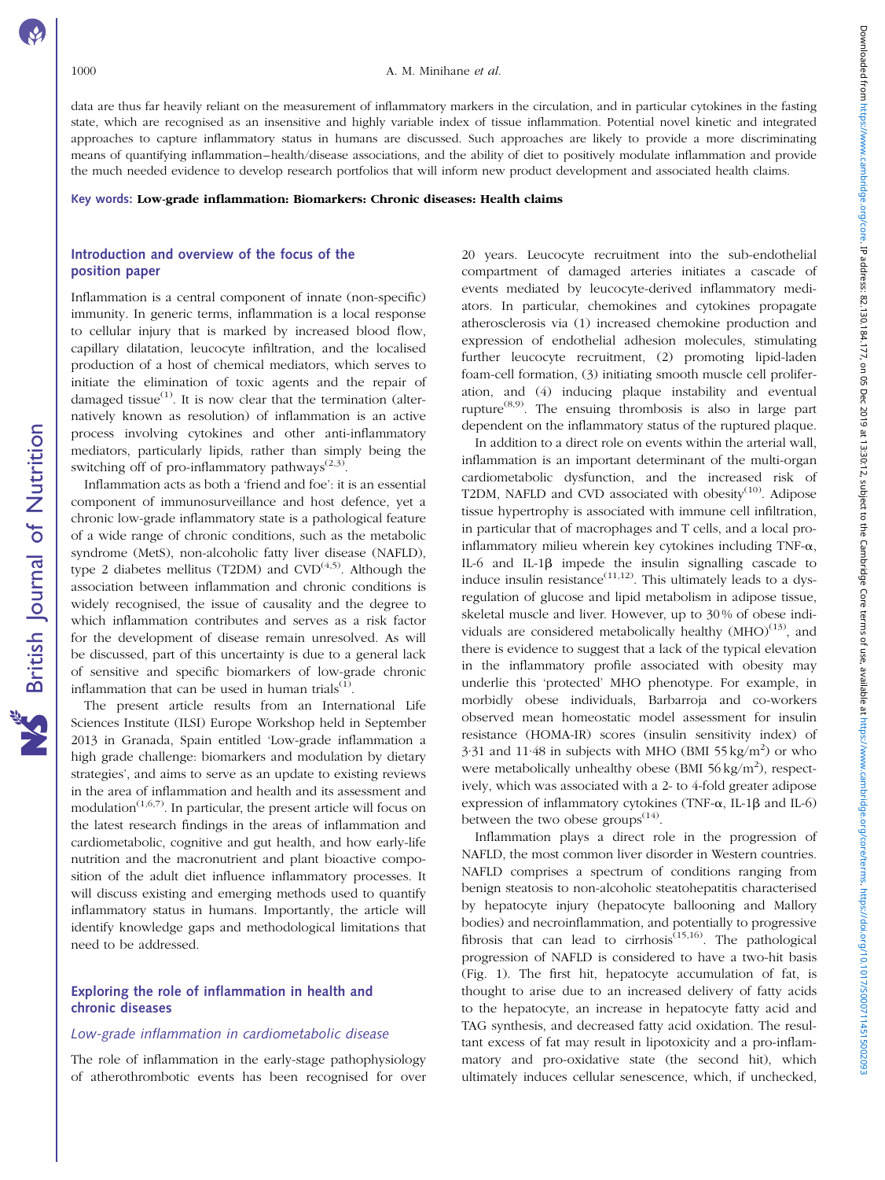data are thus far heavily reliant on the measurement of inflammatory markers in the circulation, and in particular cytokines in the fasting state, which are recognised as an insensitive and highly variable index of tissue inflammation. Potential novel kinetic and integrated approaches to capture inflammatory status in humans are discussed. Such approaches are likely to provide a more discriminating means of quantifying inflammation–health/disease associations, and the ability of diet to positively modulate inflammation and provide the much needed evidence to develop research portfolios that will inform new product development and associated health claims.

Key words: **Low-grade inflammation: Biomarkers: Chronic diseases: Health claims**

## Introduction and overview of the focus of the position paper

Inflammation is a central component of innate (non-specific) immunity. In generic terms, inflammation is a local response to cellular injury that is marked by increased blood flow, capillary dilatation, leucocyte infiltration, and the localised production of a host of chemical mediators, which serves to initiate the elimination of toxic agents and the repair of damaged tissue[1]. It is now clear that the termination (alternatively known as resolution) of inflammation is an active process involving cytokines and other anti-inflammatory mediators, particularly lipids, rather than simply being the switching off of pro-inflammatory pathways[2,3].

Inflammation acts as both a 'friend and foe': it is an essential component of immunosurveillance and host defence, yet a chronic low-grade inflammatory state is a pathological feature of a wide range of chronic conditions, such as the metabolic syndrome (MetS), non-alcoholic fatty liver disease (NAFLD), type 2 diabetes mellitus (T2DM) and CVD[4,5]. Although the association between inflammation and chronic conditions is widely recognised, the issue of causality and the degree to which inflammation contributes and serves as a risk factor for the development of disease remain unresolved. As will be discussed, part of this uncertainty is due to a general lack of sensitive and specific biomarkers of low-grade chronic inflammation that can be used in human trials[1].

The present article results from an International Life Sciences Institute (ILSI) Europe Workshop held in September 2013 in Granada, Spain entitled 'Low-grade inflammation a high grade challenge: biomarkers and modulation by dietary strategies', and aims to serve as an update to existing reviews in the area of inflammation and health and its assessment and modulation[1,6,7]. In particular, the present article will focus on the latest research findings in the areas of inflammation and cardiometabolic, cognitive and gut health, and how early-life nutrition and the macronutrient and plant bioactive composition of the adult diet influence inflammatory processes. It will discuss existing and emerging methods used to quantify inflammatory status in humans. Importantly, the article will identify knowledge gaps and methodological limitations that need to be addressed.

## Exploring the role of inflammation in health and chronic diseases

### *Low-grade inflammation in cardiometabolic disease*

The role of inflammation in the early-stage pathophysiology of atherothrombotic events has been recognised for over 20 years. Leucocyte recruitment into the sub-endothelial compartment of damaged arteries initiates a cascade of events mediated by leucocyte-derived inflammatory mediators. In particular, chemokines and cytokines propagate atherosclerosis via (1) increased chemokine production and expression of endothelial adhesion molecules, stimulating further leucocyte recruitment, (2) promoting lipid-laden foam-cell formation, (3) initiating smooth muscle cell proliferation, and (4) inducing plaque instability and eventual rupture[8,9]. The ensuing thrombosis is also in large part dependent on the inflammatory status of the ruptured plaque.

In addition to a direct role on events within the arterial wall, inflammation is an important determinant of the multi-organ cardiometabolic dysfunction, and the increased risk of T2DM, NAFLD and CVD associated with obesity[10]. Adipose tissue hypertrophy is associated with immune cell infiltration, in particular that of macrophages and T cells, and a local pro-inflammatory milieu wherein key cytokines including TNF-α, IL-6 and IL-1β impede the insulin signalling cascade to induce insulin resistance[11,12]. This ultimately leads to a dysregulation of glucose and lipid metabolism in adipose tissue, skeletal muscle and liver. However, up to 30 % of obese individuals are considered metabolically healthy (MHO)[13], and there is evidence to suggest that a lack of the typical elevation in the inflammatory profile associated with obesity may underlie this 'protected' MHO phenotype. For example, in morbidly obese individuals, Barbarroja and co-workers observed mean homeostatic model assessment for insulin resistance (HOMA-IR) scores (insulin sensitivity index) of 3·31 and 11·48 in subjects with MHO (BMI 55 $kg/m^2$) or who were metabolically unhealthy obese (BMI 56 $kg/m^2$), respectively, which was associated with a 2- to 4-fold greater adipose expression of inflammatory cytokines (TNF-α, IL-1β and IL-6) between the two obese groups[14].

Inflammation plays a direct role in the progression of NAFLD, the most common liver disorder in Western countries. NAFLD comprises a spectrum of conditions ranging from benign steatosis to non-alcoholic steatohepatitis characterised by hepatocyte injury (hepatocyte ballooning and Mallory bodies) and necroinflammation, and potentially to progressive fibrosis that can lead to cirrhosis[15,16]. The pathological progression of NAFLD is considered to have a two-hit basis (Fig. 1). The first hit, hepatocyte accumulation of fat, is thought to arise due to an increased delivery of fatty acids to the hepatocyte, an increase in hepatocyte fatty acid and TAG synthesis, and decreased fatty acid oxidation. The resultant excess of fat may result in lipotoxicity and a pro-inflammatory and pro-oxidative state (the second hit), which ultimately induces cellular senescence, which, if unchecked,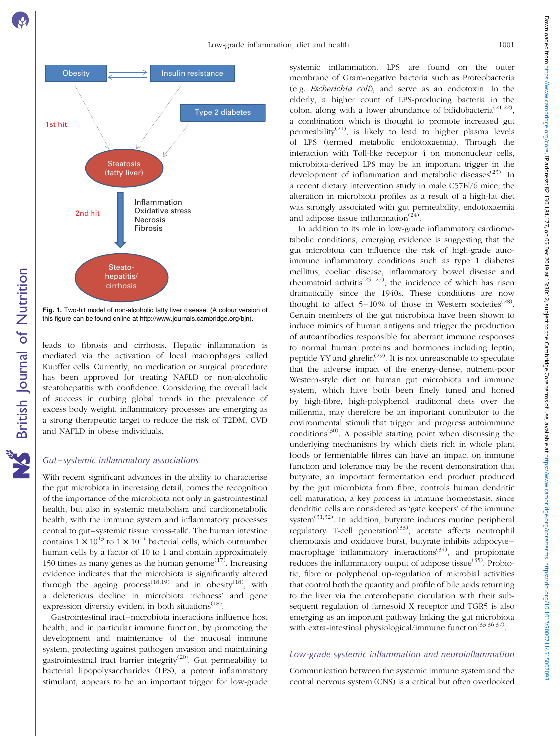Obesity ⇄ Insulin resistance

Type 2 diabetes

1st hit

Steatosis (fatty liver)

2nd hit

Inflammation
Oxidative stress
Necrosis
Fibrosis

Steato-hepatitis/ cirrhosis

Fig. 1. Two-hit model of non-alcoholic fatty liver disease. (A colour version of this figure can be found online at http://www.journals.cambridge.org/bjn).

leads to fibrosis and cirrhosis. Hepatic inflammation is mediated via the activation of local macrophages called Kupffer cells. Currently, no medication or surgical procedure has been approved for treating NAFLD or non-alcoholic steatohepatitis with confidence. Considering the overall lack of success in curbing global trends in the prevalence of excess body weight, inflammatory processes are emerging as a strong therapeutic target to reduce the risk of T2DM, CVD and NAFLD in obese individuals.

## *Gut–systemic inflammatory associations*

With recent significant advances in the ability to characterise the gut microbiota in increasing detail, comes the recognition of the importance of the microbiota not only in gastrointestinal health, but also in systemic metabolism and cardiometabolic health, with the immune system and inflammatory processes central to gut–systemic tissue 'cross-talk'. The human intestine contains $1 \times 10^{13}$ to $1 \times 10^{14}$ bacterial cells, which outnumber human cells by a factor of 10 to 1 and contain approximately 150 times as many genes as the human genome[17]. Increasing evidence indicates that the microbiota is significantly altered through the ageing process[18,19] and in obesity[18], with a deleterious decline in microbiota 'richness' and gene expression diversity evident in both situations[18].

Gastrointestinal tract–microbiota interactions influence host health, and in particular immune function, by promoting the development and maintenance of the mucosal immune system, protecting against pathogen invasion and maintaining gastrointestinal tract barrier integrity[20]. Gut permeability to bacterial lipopolysaccharides (LPS), a potent inflammatory stimulant, appears to be an important trigger for low-grade systemic inflammation. LPS are found on the outer membrane of Gram-negative bacteria such as Proteobacteria (e.g. *Escherichia coli*), and serve as an endotoxin. In the elderly, a higher count of LPS-producing bacteria in the colon, along with a lower abundance of bifidobacteria[21,22], a combination which is thought to promote increased gut permeability[21], is likely to lead to higher plasma levels of LPS (termed metabolic endotoxaemia). Through the interaction with Toll-like receptor 4 on mononuclear cells, microbiota-derived LPS may be an important trigger in the development of inflammation and metabolic diseases[23]. In a recent dietary intervention study in male C57Bl/6 mice, the alteration in microbiota profiles as a result of a high-fat diet was strongly associated with gut permeability, endotoxaemia and adipose tissue inflammation[24].

In addition to its role in low-grade inflammatory cardiometabolic conditions, emerging evidence is suggesting that the gut microbiota can influence the risk of high-grade autoimmune inflammatory conditions such as type 1 diabetes mellitus, coeliac disease, inflammatory bowel disease and rheumatoid arthritis[25–27], the incidence of which has risen dramatically since the 1940s. These conditions are now thought to affect 5–10 % of those in Western societies[28]. Certain members of the gut microbiota have been shown to induce mimics of human antigens and trigger the production of autoantibodies responsible for aberrant immune responses to normal human proteins and hormones including leptin, peptide YY and ghrelin[29]. It is not unreasonable to speculate that the adverse impact of the energy-dense, nutrient-poor Western-style diet on human gut microbiota and immune system, which have both been finely tuned and honed by high-fibre, high-polyphenol traditional diets over the millennia, may therefore be an important contributor to the environmental stimuli that trigger and progress autoimmune conditions[30]. A possible starting point when discussing the underlying mechanisms by which diets rich in whole plant foods or fermentable fibres can have an impact on immune function and tolerance may be the recent demonstration that butyrate, an important fermentation end product produced by the gut microbiota from fibre, controls human dendritic cell maturation, a key process in immune homeostasis, since dendritic cells are considered as 'gate keepers' of the immune system[31,32]. In addition, butyrate induces murine peripheral regulatory T-cell generation[33], acetate affects neutrophil chemotaxis and oxidative burst, butyrate inhibits adipocyte–macrophage inflammatory interactions[34], and propionate reduces the inflammatory output of adipose tissue[35]. Probiotic, fibre or polyphenol up-regulation of microbial activities that control both the quantity and profile of bile acids returning to the liver via the enterohepatic circulation with their subsequent regulation of farnesoid X receptor and TGR5 is also emerging as an important pathway linking the gut microbiota with extra-intestinal physiological/immune function[33,36,37].

## *Low-grade systemic inflammation and neuroinflammation*

Communication between the systemic immune system and the central nervous system (CNS) is a critical but often overlooked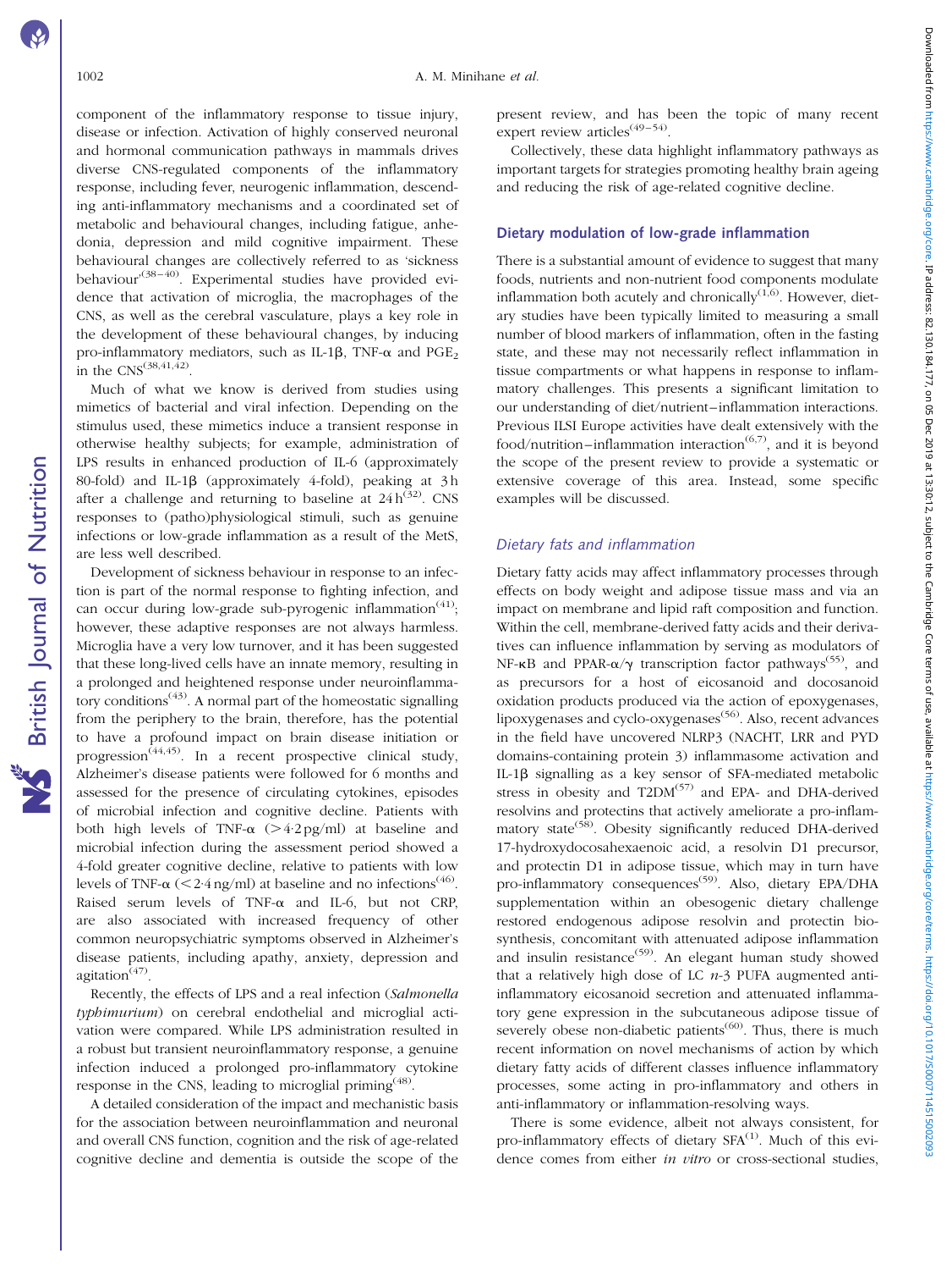component of the inflammatory response to tissue injury, disease or infection. Activation of highly conserved neuronal and hormonal communication pathways in mammals drives diverse CNS-regulated components of the inflammatory response, including fever, neurogenic inflammation, descending anti-inflammatory mechanisms and a coordinated set of metabolic and behavioural changes, including fatigue, anhedonia, depression and mild cognitive impairment. These behavioural changes are collectively referred to as 'sickness behaviour'[38–40]. Experimental studies have provided evidence that activation of microglia, the macrophages of the CNS, as well as the cerebral vasculature, plays a key role in the development of these behavioural changes, by inducing pro-inflammatory mediators, such as IL-1β, TNF-α and $PGE_2$ in the CNS[38,41,42].

Much of what we know is derived from studies using mimetics of bacterial and viral infection. Depending on the stimulus used, these mimetics induce a transient response in otherwise healthy subjects; for example, administration of LPS results in enhanced production of IL-6 (approximately 80-fold) and IL-1β (approximately 4-fold), peaking at 3 h after a challenge and returning to baseline at 24 h[32]. CNS responses to (patho)physiological stimuli, such as genuine infections or low-grade inflammation as a result of the MetS, are less well described.

Development of sickness behaviour in response to an infection is part of the normal response to fighting infection, and can occur during low-grade sub-pyrogenic inflammation[41]; however, these adaptive responses are not always harmless. Microglia have a very low turnover, and it has been suggested that these long-lived cells have an innate memory, resulting in a prolonged and heightened response under neuroinflammatory conditions[43]. A normal part of the homeostatic signalling from the periphery to the brain, therefore, has the potential to have a profound impact on brain disease initiation or progression[44,45]. In a recent prospective clinical study, Alzheimer's disease patients were followed for 6 months and assessed for the presence of circulating cytokines, episodes of microbial infection and cognitive decline. Patients with both high levels of TNF-α (>4·2 pg/ml) at baseline and microbial infection during the assessment period showed a 4-fold greater cognitive decline, relative to patients with low levels of TNF-α (<2·4 ng/ml) at baseline and no infections[46]. Raised serum levels of TNF-α and IL-6, but not CRP, are also associated with increased frequency of other common neuropsychiatric symptoms observed in Alzheimer's disease patients, including apathy, anxiety, depression and agitation[47].

Recently, the effects of LPS and a real infection (*Salmonella typhimurium*) on cerebral endothelial and microglial activation were compared. While LPS administration resulted in a robust but transient neuroinflammatory response, a genuine infection induced a prolonged pro-inflammatory cytokine response in the CNS, leading to microglial priming[48].

A detailed consideration of the impact and mechanistic basis for the association between neuroinflammation and neuronal and overall CNS function, cognition and the risk of age-related cognitive decline and dementia is outside the scope of the present review, and has been the topic of many recent expert review articles[49–54].

Collectively, these data highlight inflammatory pathways as important targets for strategies promoting healthy brain ageing and reducing the risk of age-related cognitive decline.

## Dietary modulation of low-grade inflammation

There is a substantial amount of evidence to suggest that many foods, nutrients and non-nutrient food components modulate inflammation both acutely and chronically[1,6]. However, dietary studies have been typically limited to measuring a small number of blood markers of inflammation, often in the fasting state, and these may not necessarily reflect inflammation in tissue compartments or what happens in response to inflammatory challenges. This presents a significant limitation to our understanding of diet/nutrient–inflammation interactions. Previous ILSI Europe activities have dealt extensively with the food/nutrition–inflammation interaction[6,7], and it is beyond the scope of the present review to provide a systematic or extensive coverage of this area. Instead, some specific examples will be discussed.

### *Dietary fats and inflammation*

Dietary fatty acids may affect inflammatory processes through effects on body weight and adipose tissue mass and via an impact on membrane and lipid raft composition and function. Within the cell, membrane-derived fatty acids and their derivatives can influence inflammation by serving as modulators of NF-κB and PPAR-α/γ transcription factor pathways[55], and as precursors for a host of eicosanoid and docosanoid oxidation products produced via the action of epoxygenases, lipoxygenases and cyclo-oxygenases[56]. Also, recent advances in the field have uncovered NLRP3 (NACHT, LRR and PYD domains-containing protein 3) inflammasome activation and IL-1β signalling as a key sensor of SFA-mediated metabolic stress in obesity and T2DM[57] and EPA- and DHA-derived resolvins and protectins that actively ameliorate a pro-inflammatory state[58]. Obesity significantly reduced DHA-derived 17-hydroxydocosahexaenoic acid, a resolvin D1 precursor, and protectin D1 in adipose tissue, which may in turn have pro-inflammatory consequences[59]. Also, dietary EPA/DHA supplementation within an obesogenic dietary challenge restored endogenous adipose resolvin and protectin biosynthesis, concomitant with attenuated adipose inflammation and insulin resistance[59]. An elegant human study showed that a relatively high dose of LC *n*-3 PUFA augmented anti-inflammatory eicosanoid secretion and attenuated inflammatory gene expression in the subcutaneous adipose tissue of severely obese non-diabetic patients[60]. Thus, there is much recent information on novel mechanisms of action by which dietary fatty acids of different classes influence inflammatory processes, some acting in pro-inflammatory and others in anti-inflammatory or inflammation-resolving ways.

There is some evidence, albeit not always consistent, for pro-inflammatory effects of dietary SFA[1]. Much of this evidence comes from either *in vitro* or cross-sectional studies,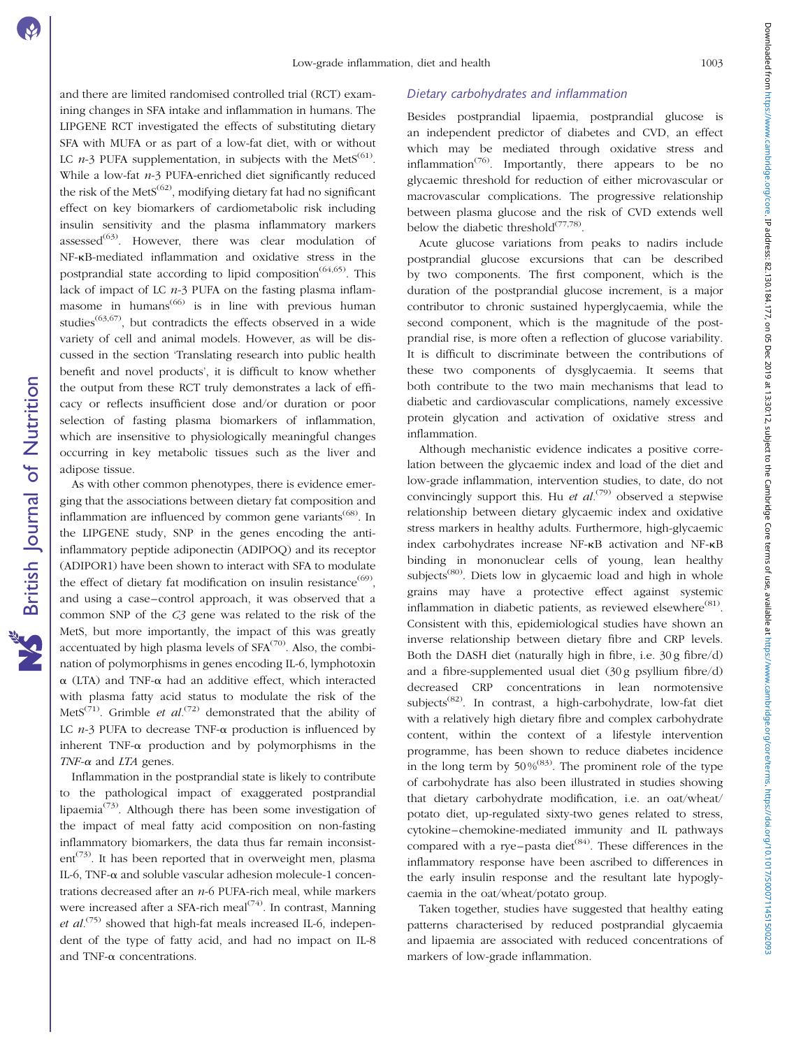and there are limited randomised controlled trial (RCT) examining changes in SFA intake and inflammation in humans. The LIPGENE RCT investigated the effects of substituting dietary SFA with MUFA or as part of a low-fat diet, with or without LC $n$-3 PUFA supplementation, in subjects with the MetS[61]. While a low-fat $n$-3 PUFA-enriched diet significantly reduced the risk of the MetS[62], modifying dietary fat had no significant effect on key biomarkers of cardiometabolic risk including insulin sensitivity and the plasma inflammatory markers assessed[63]. However, there was clear modulation of NF-κB-mediated inflammation and oxidative stress in the postprandial state according to lipid composition[64,65]. This lack of impact of LC $n$-3 PUFA on the fasting plasma inflammasome in humans[66] is in line with previous human studies[63,67], but contradicts the effects observed in a wide variety of cell and animal models. However, as will be discussed in the section 'Translating research into public health benefit and novel products', it is difficult to know whether the output from these RCT truly demonstrates a lack of efficacy or reflects insufficient dose and/or duration or poor selection of fasting plasma biomarkers of inflammation, which are insensitive to physiologically meaningful changes occurring in key metabolic tissues such as the liver and adipose tissue.

As with other common phenotypes, there is evidence emerging that the associations between dietary fat composition and inflammation are influenced by common gene variants[68]. In the LIPGENE study, SNP in the genes encoding the anti-inflammatory peptide adiponectin (ADIPOQ) and its receptor (ADIPOR1) have been shown to interact with SFA to modulate the effect of dietary fat modification on insulin resistance[69], and using a case–control approach, it was observed that a common SNP of the *C3* gene was related to the risk of the MetS, but more importantly, the impact of this was greatly accentuated by high plasma levels of SFA[70]. Also, the combination of polymorphisms in genes encoding IL-6, lymphotoxin α (LTA) and TNF-α had an additive effect, which interacted with plasma fatty acid status to modulate the risk of the MetS[71]. Grimble *et al.*[72] demonstrated that the ability of LC $n$-3 PUFA to decrease TNF-α production is influenced by inherent TNF-α production and by polymorphisms in the *TNF-α* and *LTA* genes.

Inflammation in the postprandial state is likely to contribute to the pathological impact of exaggerated postprandial lipaemia[73]. Although there has been some investigation of the impact of meal fatty acid composition on non-fasting inflammatory biomarkers, the data thus far remain inconsistent[73]. It has been reported that in overweight men, plasma IL-6, TNF-α and soluble vascular adhesion molecule-1 concentrations decreased after an $n$-6 PUFA-rich meal, while markers were increased after a SFA-rich meal[74]. In contrast, Manning *et al.*[75] showed that high-fat meals increased IL-6, independent of the type of fatty acid, and had no impact on IL-8 and TNF-α concentrations.

### Dietary carbohydrates and inflammation

Besides postprandial lipaemia, postprandial glucose is an independent predictor of diabetes and CVD, an effect which may be mediated through oxidative stress and inflammation[76]. Importantly, there appears to be no glycaemic threshold for reduction of either microvascular or macrovascular complications. The progressive relationship between plasma glucose and the risk of CVD extends well below the diabetic threshold[77,78].

Acute glucose variations from peaks to nadirs include postprandial glucose excursions that can be described by two components. The first component, which is the duration of the postprandial glucose increment, is a major contributor to chronic sustained hyperglycaemia, while the second component, which is the magnitude of the postprandial rise, is more often a reflection of glucose variability. It is difficult to discriminate between the contributions of these two components of dysglycaemia. It seems that both contribute to the two main mechanisms that lead to diabetic and cardiovascular complications, namely excessive protein glycation and activation of oxidative stress and inflammation.

Although mechanistic evidence indicates a positive correlation between the glycaemic index and load of the diet and low-grade inflammation, intervention studies, to date, do not convincingly support this. Hu *et al.*[79] observed a stepwise relationship between dietary glycaemic index and oxidative stress markers in healthy adults. Furthermore, high-glycaemic index carbohydrates increase NF-κB activation and NF-κB binding in mononuclear cells of young, lean healthy subjects[80]. Diets low in glycaemic load and high in whole grains may have a protective effect against systemic inflammation in diabetic patients, as reviewed elsewhere[81]. Consistent with this, epidemiological studies have shown an inverse relationship between dietary fibre and CRP levels. Both the DASH diet (naturally high in fibre, i.e. 30 g fibre/d) and a fibre-supplemented usual diet (30 g psyllium fibre/d) decreased CRP concentrations in lean normotensive subjects[82]. In contrast, a high-carbohydrate, low-fat diet with a relatively high dietary fibre and complex carbohydrate content, within the context of a lifestyle intervention programme, has been shown to reduce diabetes incidence in the long term by 50 %[83]. The prominent role of the type of carbohydrate has also been illustrated in studies showing that dietary carbohydrate modification, i.e. an oat/wheat/potato diet, up-regulated sixty-two genes related to stress, cytokine–chemokine-mediated immunity and IL pathways compared with a rye–pasta diet[84]. These differences in the inflammatory response have been ascribed to differences in the early insulin response and the resultant late hypoglycaemia in the oat/wheat/potato group.

Taken together, studies have suggested that healthy eating patterns characterised by reduced postprandial glycaemia and lipaemia are associated with reduced concentrations of markers of low-grade inflammation.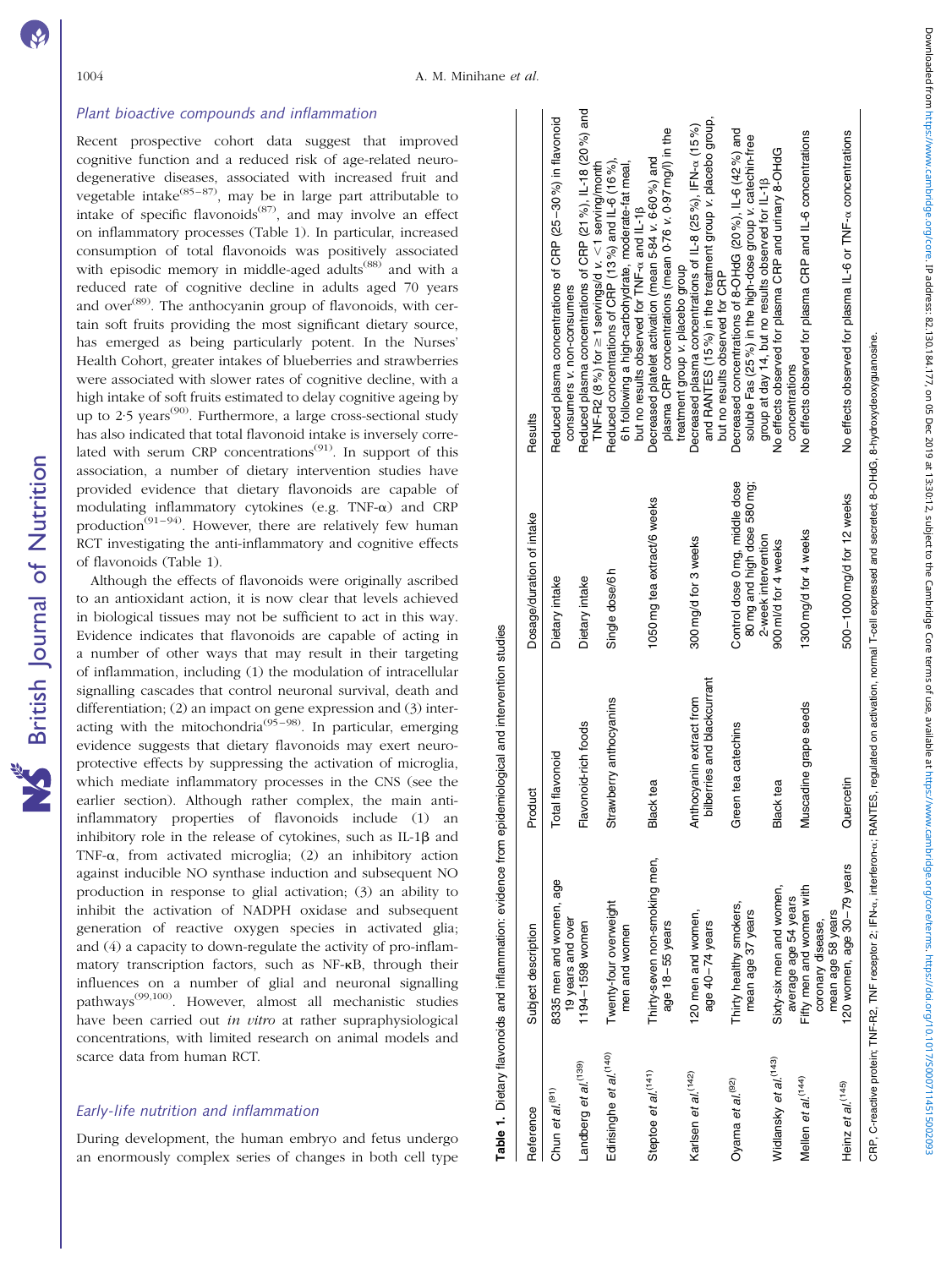## Plant bioactive compounds and inflammation

Recent prospective cohort data suggest that improved cognitive function and a reduced risk of age-related neurodegenerative diseases, associated with increased fruit and vegetable intake[85–87], may be in large part attributable to intake of specific flavonoids[87], and may involve an effect on inflammatory processes (Table 1). In particular, increased consumption of total flavonoids was positively associated with episodic memory in middle-aged adults[88] and with a reduced rate of cognitive decline in adults aged 70 years and over[89]. The anthocyanin group of flavonoids, with certain soft fruits providing the most significant dietary source, has emerged as being particularly potent. In the Nurses' Health Cohort, greater intakes of blueberries and strawberries were associated with slower rates of cognitive decline, with a high intake of soft fruits estimated to delay cognitive ageing by up to 2·5 years[90]. Furthermore, a large cross-sectional study has also indicated that total flavonoid intake is inversely correlated with serum CRP concentrations[91]. In support of this association, a number of dietary intervention studies have provided evidence that dietary flavonoids are capable of modulating inflammatory cytokines (e.g. TNF-α) and CRP production[91–94]. However, there are relatively few human RCT investigating the anti-inflammatory and cognitive effects of flavonoids (Table 1).

Although the effects of flavonoids were originally ascribed to an antioxidant action, it is now clear that levels achieved in biological tissues may not be sufficient to act in this way. Evidence indicates that flavonoids are capable of acting in a number of other ways that may result in their targeting of inflammation, including (1) the modulation of intracellular signalling cascades that control neuronal survival, death and differentiation; (2) an impact on gene expression and (3) interacting with the mitochondria[95–98]. In particular, emerging evidence suggests that dietary flavonoids may exert neuroprotective effects by suppressing the activation of microglia, which mediate inflammatory processes in the CNS (see the earlier section). Although rather complex, the main anti-inflammatory properties of flavonoids include (1) an inhibitory role in the release of cytokines, such as IL-1β and TNF-α, from activated microglia; (2) an inhibitory action against inducible NO synthase induction and subsequent NO production in response to glial activation; (3) an ability to inhibit the activation of NADPH oxidase and subsequent generation of reactive oxygen species in activated glia; and (4) a capacity to down-regulate the activity of pro-inflammatory transcription factors, such as NF-κB, through their influences on a number of glial and neuronal signalling pathways[99,100]. However, almost all mechanistic studies have been carried out *in vitro* at rather supraphysiological concentrations, with limited research on animal models and scarce data from human RCT.

**Table 1.** Dietary flavonoids and inflammation: evidence from epidemiological and intervention studies

| Reference | Subject description | Product | Dosage/duration of intake | Results |
|---|---|---|---|---|
| Chun *et al.*[91] | 8335 men and women, age 19 years and over | Total flavonoid | Dietary intake | Reduced plasma concentrations of CRP (25–30 %) in flavonoid consumers *v.* non-consumers |
| Landberg *et al.*[139] | 1194–1598 women | Flavonoid-rich foods | Dietary intake | Reduced plasma concentrations of CRP (21 %), IL-18 (20 %) and TNF-R2 (8 %) for ≥1 servings/d *v.* <1 serving/month |
| Edirisinghe *et al.*[140] | Twenty-four overweight men and women | Strawberry anthocyanins | Single dose/6 h | Reduced concentrations of CRP (13 %) and IL-6 (16 %), 6 h following a high-carbohydrate, moderate-fat meal, but no results observed for TNF-α and IL-1β |
| Steptoe *et al.*[141] | Thirty-seven non-smoking men, age 18–55 years | Black tea | 1050 mg tea extract/6 weeks | Decreased platelet activation (mean 5·84 *v.* 6·60 %) and plasma CRP concentrations (mean 0·76 *v.* 0·97 mg/l) in the treatment group *v.* placebo group |
| Karlsen *et al.*[142] | 120 men and women, age 40–74 years | Anthocyanin extract from bilberries and blackcurrant | 300 mg/d for 3 weeks | Decreased plasma concentrations of IL-8 (25 %), IFN-α (15 %) and RANTES (15 %) in the treatment group *v.* placebo group, but no results observed for CRP |
| Oyama *et al.*[92] | Thirty healthy smokers, mean age 37 years | Green tea catechins | Control dose 0 mg, middle dose 80 mg and high dose 580 mg; 2-week intervention | Decreased concentrations of 8-OHdG (20 %), IL-6 (42 %) and soluble Fas (25 %) in the high-dose group *v.* catechin-free group at day 14, but no results observed for IL-1β |
| Widlansky *et al.*[143] | Sixty-six men and women, average age 54 years | Black tea | 900 ml/d for 4 weeks | No effects observed for plasma CRP and urinary 8-OHdG concentrations |
| Mellen *et al.*[144] | Fifty men and women with coronary disease, mean age 58 years | Muscadine grape seeds | 1300 mg/d for 4 weeks | No effects observed for plasma CRP and IL-6 concentrations |
| Heinz *et al.*[145] | 120 women, age 30–79 years | Quercetin | 500–1000 mg/d for 12 weeks | No effects observed for plasma IL-6 or TNF-α concentrations |

CRP, C-reactive protein; TNF-R2, TNF receptor 2; IFN-α, interferon-α; RANTES, regulated on activation, normal T-cell expressed and secreted; 8-OHdG, 8-hydroxydeoxyguanosine.

## Early-life nutrition and inflammation

During development, the human embryo and fetus undergo an enormously complex series of changes in both cell type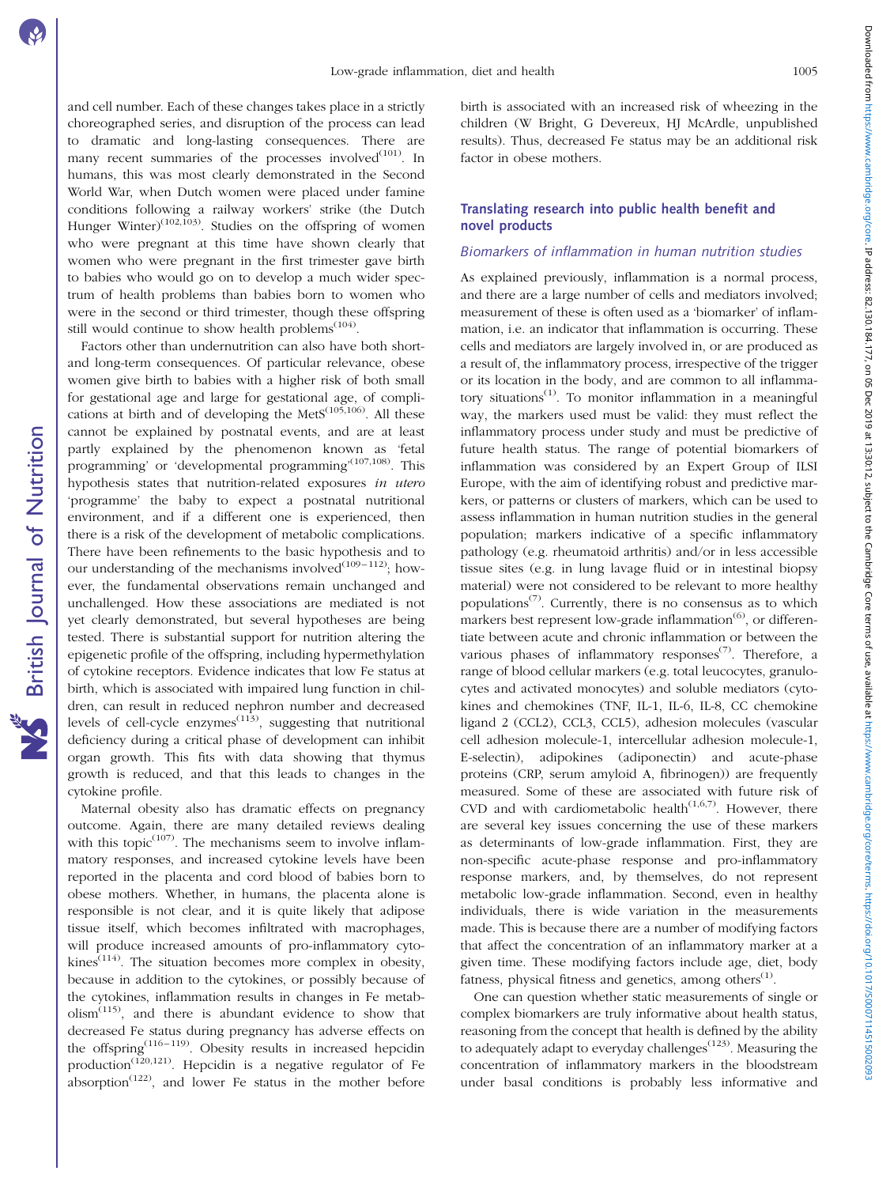and cell number. Each of these changes takes place in a strictly choreographed series, and disruption of the process can lead to dramatic and long-lasting consequences. There are many recent summaries of the processes involved[101]. In humans, this was most clearly demonstrated in the Second World War, when Dutch women were placed under famine conditions following a railway workers' strike (the Dutch Hunger Winter)[102,103]. Studies on the offspring of women who were pregnant at this time have shown clearly that women who were pregnant in the first trimester gave birth to babies who would go on to develop a much wider spectrum of health problems than babies born to women who were in the second or third trimester, though these offspring still would continue to show health problems[104].

Factors other than undernutrition can also have both short- and long-term consequences. Of particular relevance, obese women give birth to babies with a higher risk of both small for gestational age and large for gestational age, of complications at birth and of developing the MetS[105,106]. All these cannot be explained by postnatal events, and are at least partly explained by the phenomenon known as 'fetal programming' or 'developmental programming'[107,108]. This hypothesis states that nutrition-related exposures *in utero* 'programme' the baby to expect a postnatal nutritional environment, and if a different one is experienced, then there is a risk of the development of metabolic complications. There have been refinements to the basic hypothesis and to our understanding of the mechanisms involved[109–112]; however, the fundamental observations remain unchanged and unchallenged. How these associations are mediated is not yet clearly demonstrated, but several hypotheses are being tested. There is substantial support for nutrition altering the epigenetic profile of the offspring, including hypermethylation of cytokine receptors. Evidence indicates that low Fe status at birth, which is associated with impaired lung function in children, can result in reduced nephron number and decreased levels of cell-cycle enzymes[113], suggesting that nutritional deficiency during a critical phase of development can inhibit organ growth. This fits with data showing that thymus growth is reduced, and that this leads to changes in the cytokine profile.

Maternal obesity also has dramatic effects on pregnancy outcome. Again, there are many detailed reviews dealing with this topic[107]. The mechanisms seem to involve inflammatory responses, and increased cytokine levels have been reported in the placenta and cord blood of babies born to obese mothers. Whether, in humans, the placenta alone is responsible is not clear, and it is quite likely that adipose tissue itself, which becomes infiltrated with macrophages, will produce increased amounts of pro-inflammatory cytokines[114]. The situation becomes more complex in obesity, because in addition to the cytokines, or possibly because of the cytokines, inflammation results in changes in Fe metabolism[115], and there is abundant evidence to show that decreased Fe status during pregnancy has adverse effects on the offspring[116–119]. Obesity results in increased hepcidin production[120,121]. Hepcidin is a negative regulator of Fe absorption[122], and lower Fe status in the mother before birth is associated with an increased risk of wheezing in the children (W Bright, G Devereux, HJ McArdle, unpublished results). Thus, decreased Fe status may be an additional risk factor in obese mothers.

## Translating research into public health benefit and novel products

### *Biomarkers of inflammation in human nutrition studies*

As explained previously, inflammation is a normal process, and there are a large number of cells and mediators involved; measurement of these is often used as a 'biomarker' of inflammation, i.e. an indicator that inflammation is occurring. These cells and mediators are largely involved in, or are produced as a result of, the inflammatory process, irrespective of the trigger or its location in the body, and are common to all inflammatory situations[1]. To monitor inflammation in a meaningful way, the markers used must be valid: they must reflect the inflammatory process under study and must be predictive of future health status. The range of potential biomarkers of inflammation was considered by an Expert Group of ILSI Europe, with the aim of identifying robust and predictive markers, or patterns or clusters of markers, which can be used to assess inflammation in human nutrition studies in the general population; markers indicative of a specific inflammatory pathology (e.g. rheumatoid arthritis) and/or in less accessible tissue sites (e.g. in lung lavage fluid or in intestinal biopsy material) were not considered to be relevant to more healthy populations[7]. Currently, there is no consensus as to which markers best represent low-grade inflammation[6], or differentiate between acute and chronic inflammation or between the various phases of inflammatory responses[7]. Therefore, a range of blood cellular markers (e.g. total leucocytes, granulocytes and activated monocytes) and soluble mediators (cytokines and chemokines (TNF, IL-1, IL-6, IL-8, CC chemokine ligand 2 (CCL2), CCL3, CCL5), adhesion molecules (vascular cell adhesion molecule-1, intercellular adhesion molecule-1, E-selectin), adipokines (adiponectin) and acute-phase proteins (CRP, serum amyloid A, fibrinogen)) are frequently measured. Some of these are associated with future risk of CVD and with cardiometabolic health[1,6,7]. However, there are several key issues concerning the use of these markers as determinants of low-grade inflammation. First, they are non-specific acute-phase response and pro-inflammatory response markers, and, by themselves, do not represent metabolic low-grade inflammation. Second, even in healthy individuals, there is wide variation in the measurements made. This is because there are a number of modifying factors that affect the concentration of an inflammatory marker at a given time. These modifying factors include age, diet, body fatness, physical fitness and genetics, among others[1].

One can question whether static measurements of single or complex biomarkers are truly informative about health status, reasoning from the concept that health is defined by the ability to adequately adapt to everyday challenges[123]. Measuring the concentration of inflammatory markers in the bloodstream under basal conditions is probably less informative and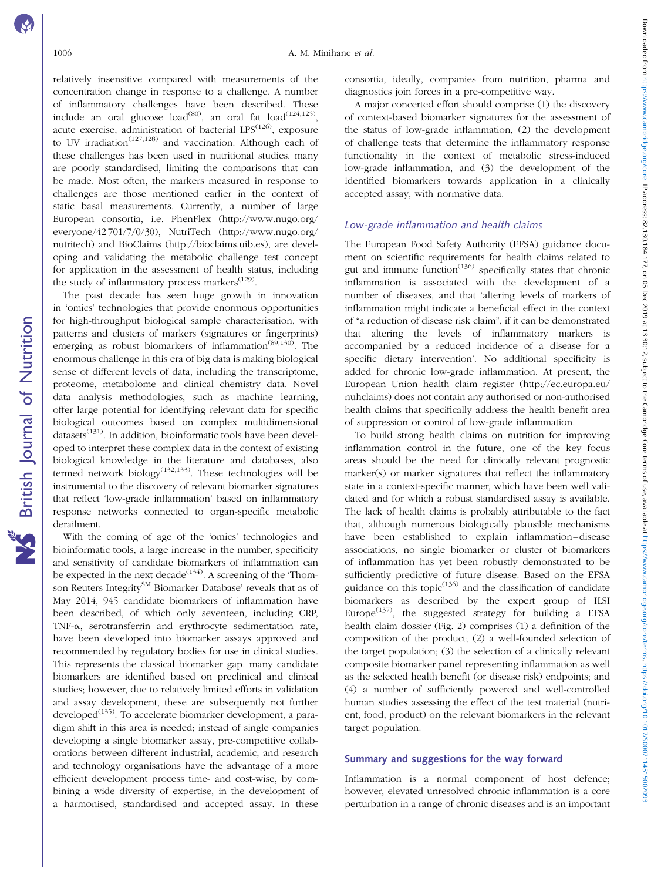relatively insensitive compared with measurements of the concentration change in response to a challenge. A number of inflammatory challenges have been described. These include an oral glucose load[80], an oral fat load[124,125], acute exercise, administration of bacterial LPS[126], exposure to UV irradiation[127,128] and vaccination. Although each of these challenges has been used in nutritional studies, many are poorly standardised, limiting the comparisons that can be made. Most often, the markers measured in response to challenges are those mentioned earlier in the context of static basal measurements. Currently, a number of large European consortia, i.e. PhenFlex (http://www.nugo.org/everyone/42 701/7/0/30), NutriTech (http://www.nugo.org/nutritech) and BioClaims (http://bioclaims.uib.es), are developing and validating the metabolic challenge test concept for application in the assessment of health status, including the study of inflammatory process markers[129].

The past decade has seen huge growth in innovation in 'omics' technologies that provide enormous opportunities for high-throughput biological sample characterisation, with patterns and clusters of markers (signatures or fingerprints) emerging as robust biomarkers of inflammation[89,130]. The enormous challenge in this era of big data is making biological sense of different levels of data, including the transcriptome, proteome, metabolome and clinical chemistry data. Novel data analysis methodologies, such as machine learning, offer large potential for identifying relevant data for specific biological outcomes based on complex multidimensional datasets[131]. In addition, bioinformatic tools have been developed to interpret these complex data in the context of existing biological knowledge in the literature and databases, also termed network biology[132,133]. These technologies will be instrumental to the discovery of relevant biomarker signatures that reflect 'low-grade inflammation' based on inflammatory response networks connected to organ-specific metabolic derailment.

With the coming of age of the 'omics' technologies and bioinformatic tools, a large increase in the number, specificity and sensitivity of candidate biomarkers of inflammation can be expected in the next decade[134]. A screening of the 'Thomson Reuters Integrity[SM] Biomarker Database' reveals that as of May 2014, 945 candidate biomarkers of inflammation have been described, of which only seventeen, including CRP, TNF-α, serotransferrin and erythrocyte sedimentation rate, have been developed into biomarker assays approved and recommended by regulatory bodies for use in clinical studies. This represents the classical biomarker gap: many candidate biomarkers are identified based on preclinical and clinical studies; however, due to relatively limited efforts in validation and assay development, these are subsequently not further developed[135]. To accelerate biomarker development, a paradigm shift in this area is needed; instead of single companies developing a single biomarker assay, pre-competitive collaborations between different industrial, academic, and research and technology organisations have the advantage of a more efficient development process time- and cost-wise, by combining a wide diversity of expertise, in the development of a harmonised, standardised and accepted assay. In these consortia, ideally, companies from nutrition, pharma and diagnostics join forces in a pre-competitive way.

A major concerted effort should comprise (1) the discovery of context-based biomarker signatures for the assessment of the status of low-grade inflammation, (2) the development of challenge tests that determine the inflammatory response functionality in the context of metabolic stress-induced low-grade inflammation, and (3) the development of the identified biomarkers towards application in a clinically accepted assay, with normative data.

### *Low-grade inflammation and health claims*

The European Food Safety Authority (EFSA) guidance document on scientific requirements for health claims related to gut and immune function[136] specifically states that chronic inflammation is associated with the development of a number of diseases, and that 'altering levels of markers of inflammation might indicate a beneficial effect in the context of "a reduction of disease risk claim", if it can be demonstrated that altering the levels of inflammatory markers is accompanied by a reduced incidence of a disease for a specific dietary intervention'. No additional specificity is added for chronic low-grade inflammation. At present, the European Union health claim register (http://ec.europa.eu/nuhclaims) does not contain any authorised or non-authorised health claims that specifically address the health benefit area of suppression or control of low-grade inflammation.

To build strong health claims on nutrition for improving inflammation control in the future, one of the key focus areas should be the need for clinically relevant prognostic marker(s) or marker signatures that reflect the inflammatory state in a context-specific manner, which have been well validated and for which a robust standardised assay is available. The lack of health claims is probably attributable to the fact that, although numerous biologically plausible mechanisms have been established to explain inflammation–disease associations, no single biomarker or cluster of biomarkers of inflammation has yet been robustly demonstrated to be sufficiently predictive of future disease. Based on the EFSA guidance on this topic[136] and the classification of candidate biomarkers as described by the expert group of ILSI Europe[137], the suggested strategy for building a EFSA health claim dossier (Fig. 2) comprises (1) a definition of the composition of the product; (2) a well-founded selection of the target population; (3) the selection of a clinically relevant composite biomarker panel representing inflammation as well as the selected health benefit (or disease risk) endpoints; and (4) a number of sufficiently powered and well-controlled human studies assessing the effect of the test material (nutrient, food, product) on the relevant biomarkers in the relevant target population.

## Summary and suggestions for the way forward

Inflammation is a normal component of host defence; however, elevated unresolved chronic inflammation is a core perturbation in a range of chronic diseases and is an important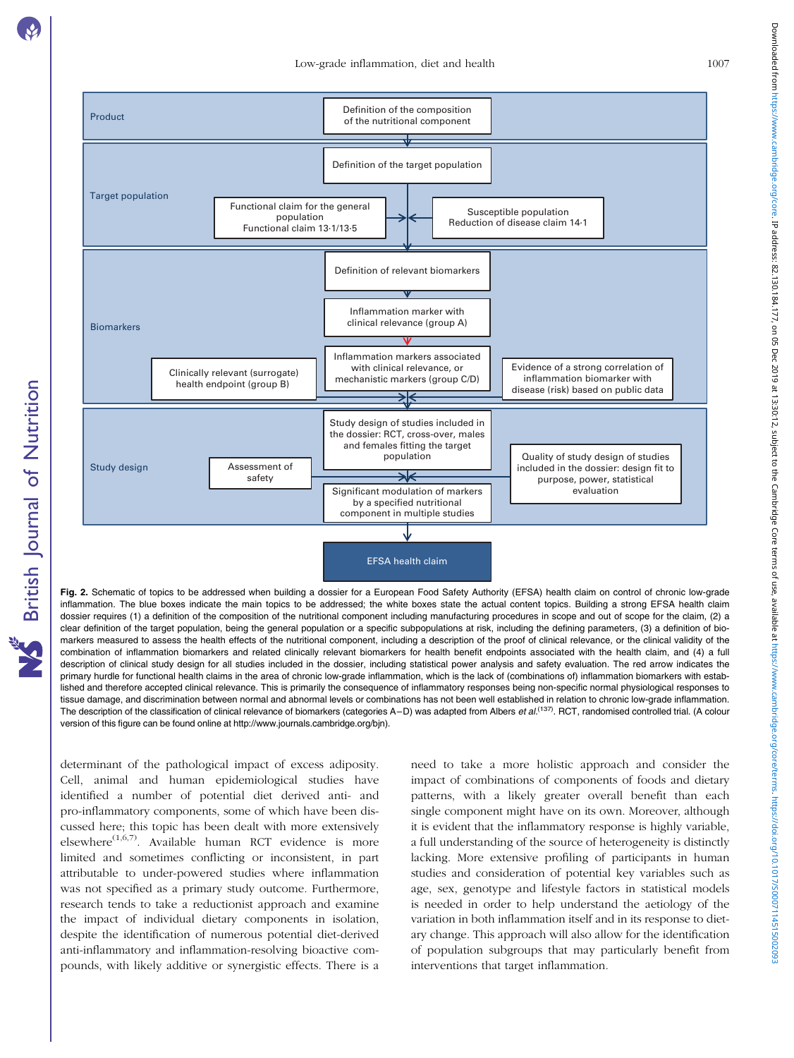Product

Definition of the composition of the nutritional component

Target population

Definition of the target population

Functional claim for the general population Functional claim 13·1/13·5

Susceptible population Reduction of disease claim 14·1

Biomarkers

Definition of relevant biomarkers

Inflammation marker with clinical relevance (group A)

Clinically relevant (surrogate) health endpoint (group B)

Inflammation markers associated with clinical relevance, or mechanistic markers (group C/D)

Evidence of a strong correlation of inflammation biomarker with disease (risk) based on public data

Study design

Study design of studies included in the dossier: RCT, cross-over, males and females fitting the target population

Assessment of safety

Quality of study design of studies included in the dossier: design fit to purpose, power, statistical evaluation

Significant modulation of markers by a specified nutritional component in multiple studies

EFSA health claim

**Fig. 2.** Schematic of topics to be addressed when building a dossier for a European Food Safety Authority (EFSA) health claim on control of chronic low-grade inflammation. The blue boxes indicate the main topics to be addressed; the white boxes state the actual content topics. Building a strong EFSA health claim dossier requires (1) a definition of the composition of the nutritional component including manufacturing procedures in scope and out of scope for the claim, (2) a clear definition of the target population, being the general population or a specific subpopulations at risk, including the defining parameters, (3) a definition of biomarkers measured to assess the health effects of the nutritional component, including a description of the proof of clinical relevance, or the clinical validity of the combination of inflammation biomarkers and related clinically relevant biomarkers for health benefit endpoints associated with the health claim, and (4) a full description of clinical study design for all studies included in the dossier, including statistical power analysis and safety evaluation. The red arrow indicates the primary hurdle for functional health claims in the area of chronic low-grade inflammation, which is the lack of (combinations of) inflammation biomarkers with established and therefore accepted clinical relevance. This is primarily the consequence of inflammatory responses being non-specific normal physiological responses to tissue damage, and discrimination between normal and abnormal levels or combinations has not been well established in relation to chronic low-grade inflammation. The description of the classification of clinical relevance of biomarkers (categories A–D) was adapted from Albers *et al.*[137]. RCT, randomised controlled trial. (A colour version of this figure can be found online at http://www.journals.cambridge.org/bjn).

determinant of the pathological impact of excess adiposity. Cell, animal and human epidemiological studies have identified a number of potential diet derived anti- and pro-inflammatory components, some of which have been discussed here; this topic has been dealt with more extensively elsewhere[1,6,7]. Available human RCT evidence is more limited and sometimes conflicting or inconsistent, in part attributable to under-powered studies where inflammation was not specified as a primary study outcome. Furthermore, research tends to take a reductionist approach and examine the impact of individual dietary components in isolation, despite the identification of numerous potential diet-derived anti-inflammatory and inflammation-resolving bioactive compounds, with likely additive or synergistic effects. There is a need to take a more holistic approach and consider the impact of combinations of components of foods and dietary patterns, with a likely greater overall benefit than each single component might have on its own. Moreover, although it is evident that the inflammatory response is highly variable, a full understanding of the source of heterogeneity is distinctly lacking. More extensive profiling of participants in human studies and consideration of potential key variables such as age, sex, genotype and lifestyle factors in statistical models is needed in order to help understand the aetiology of the variation in both inflammation itself and in its response to dietary change. This approach will also allow for the identification of population subgroups that may particularly benefit from interventions that target inflammation.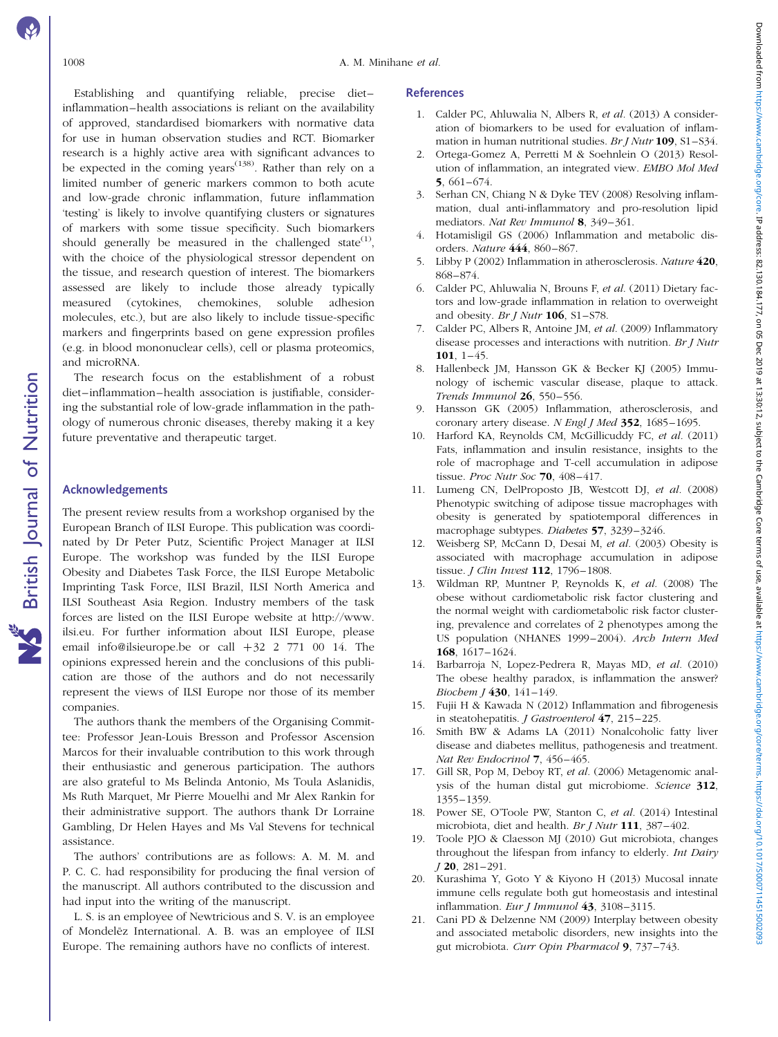Establishing and quantifying reliable, precise diet–inflammation–health associations is reliant on the availability of approved, standardised biomarkers with normative data for use in human observation studies and RCT. Biomarker research is a highly active area with significant advances to be expected in the coming years[138]. Rather than rely on a limited number of generic markers common to both acute and low-grade chronic inflammation, future inflammation 'testing' is likely to involve quantifying clusters or signatures of markers with some tissue specificity. Such biomarkers should generally be measured in the challenged state[1], with the choice of the physiological stressor dependent on the tissue, and research question of interest. The biomarkers assessed are likely to include those already typically measured (cytokines, chemokines, soluble adhesion molecules, etc.), but are also likely to include tissue-specific markers and fingerprints based on gene expression profiles (e.g. in blood mononuclear cells), cell or plasma proteomics, and microRNA.

The research focus on the establishment of a robust diet–inflammation–health association is justifiable, considering the substantial role of low-grade inflammation in the pathology of numerous chronic diseases, thereby making it a key future preventative and therapeutic target.

## Acknowledgements

The present review results from a workshop organised by the European Branch of ILSI Europe. This publication was coordinated by Dr Peter Putz, Scientific Project Manager at ILSI Europe. The workshop was funded by the ILSI Europe Obesity and Diabetes Task Force, the ILSI Europe Metabolic Imprinting Task Force, ILSI Brazil, ILSI North America and ILSI Southeast Asia Region. Industry members of the task forces are listed on the ILSI Europe website at http://www.ilsi.eu. For further information about ILSI Europe, please email info@ilsieurope.be or call +32 2 771 00 14. The opinions expressed herein and the conclusions of this publication are those of the authors and do not necessarily represent the views of ILSI Europe nor those of its member companies.

The authors thank the members of the Organising Committee: Professor Jean-Louis Bresson and Professor Ascension Marcos for their invaluable contribution to this work through their enthusiastic and generous participation. The authors are also grateful to Ms Belinda Antonio, Ms Toula Aslanidis, Ms Ruth Marquet, Mr Pierre Mouelhi and Mr Alex Rankin for their administrative support. The authors thank Dr Lorraine Gambling, Dr Helen Hayes and Ms Val Stevens for technical assistance.

The authors' contributions are as follows: A. M. M. and P. C. C. had responsibility for producing the final version of the manuscript. All authors contributed to the discussion and had input into the writing of the manuscript.

L. S. is an employee of Newtricious and S. V. is an employee of Mondelēz International. A. B. was an employee of ILSI Europe. The remaining authors have no conflicts of interest.

## References

1. Calder PC, Ahluwalia N, Albers R, *et al.* (2013) A consideration of biomarkers to be used for evaluation of inflammation in human nutritional studies. *Br J Nutr* **109**, S1–S34.
2. Ortega-Gomez A, Perretti M & Soehnlein O (2013) Resolution of inflammation, an integrated view. *EMBO Mol Med* **5**, 661–674.
3. Serhan CN, Chiang N & Dyke TEV (2008) Resolving inflammation, dual anti-inflammatory and pro-resolution lipid mediators. *Nat Rev Immunol* **8**, 349–361.
4. Hotamisligil GS (2006) Inflammation and metabolic disorders. *Nature* **444**, 860–867.
5. Libby P (2002) Inflammation in atherosclerosis. *Nature* **420**, 868–874.
6. Calder PC, Ahluwalia N, Brouns F, *et al.* (2011) Dietary factors and low-grade inflammation in relation to overweight and obesity. *Br J Nutr* **106**, S1–S78.
7. Calder PC, Albers R, Antoine JM, *et al.* (2009) Inflammatory disease processes and interactions with nutrition. *Br J Nutr* **101**, 1–45.
8. Hallenbeck JM, Hansson GK & Becker KJ (2005) Immunology of ischemic vascular disease, plaque to attack. *Trends Immunol* **26**, 550–556.
9. Hansson GK (2005) Inflammation, atherosclerosis, and coronary artery disease. *N Engl J Med* **352**, 1685–1695.
10. Harford KA, Reynolds CM, McGillicuddy FC, *et al.* (2011) Fats, inflammation and insulin resistance, insights to the role of macrophage and T-cell accumulation in adipose tissue. *Proc Nutr Soc* **70**, 408–417.
11. Lumeng CN, DelProposto JB, Westcott DJ, *et al.* (2008) Phenotypic switching of adipose tissue macrophages with obesity is generated by spatiotemporal differences in macrophage subtypes. *Diabetes* **57**, 3239–3246.
12. Weisberg SP, McCann D, Desai M, *et al.* (2003) Obesity is associated with macrophage accumulation in adipose tissue. *J Clin Invest* **112**, 1796–1808.
13. Wildman RP, Muntner P, Reynolds K, *et al.* (2008) The obese without cardiometabolic risk factor clustering and the normal weight with cardiometabolic risk factor clustering, prevalence and correlates of 2 phenotypes among the US population (NHANES 1999–2004). *Arch Intern Med* **168**, 1617–1624.
14. Barbarroja N, Lopez-Pedrera R, Mayas MD, *et al.* (2010) The obese healthy paradox, is inflammation the answer? *Biochem J* **430**, 141–149.
15. Fujii H & Kawada N (2012) Inflammation and fibrogenesis in steatohepatitis. *J Gastroenterol* **47**, 215–225.
16. Smith BW & Adams LA (2011) Nonalcoholic fatty liver disease and diabetes mellitus, pathogenesis and treatment. *Nat Rev Endocrinol* **7**, 456–465.
17. Gill SR, Pop M, Deboy RT, *et al.* (2006) Metagenomic analysis of the human distal gut microbiome. *Science* **312**, 1355–1359.
18. Power SE, O'Toole PW, Stanton C, *et al.* (2014) Intestinal microbiota, diet and health. *Br J Nutr* **111**, 387–402.
19. Toole PJO & Claesson MJ (2010) Gut microbiota, changes throughout the lifespan from infancy to elderly. *Int Dairy J* **20**, 281–291.
20. Kurashima Y, Goto Y & Kiyono H (2013) Mucosal innate immune cells regulate both gut homeostasis and intestinal inflammation. *Eur J Immunol* **43**, 3108–3115.
21. Cani PD & Delzenne NM (2009) Interplay between obesity and associated metabolic disorders, new insights into the gut microbiota. *Curr Opin Pharmacol* **9**, 737–743.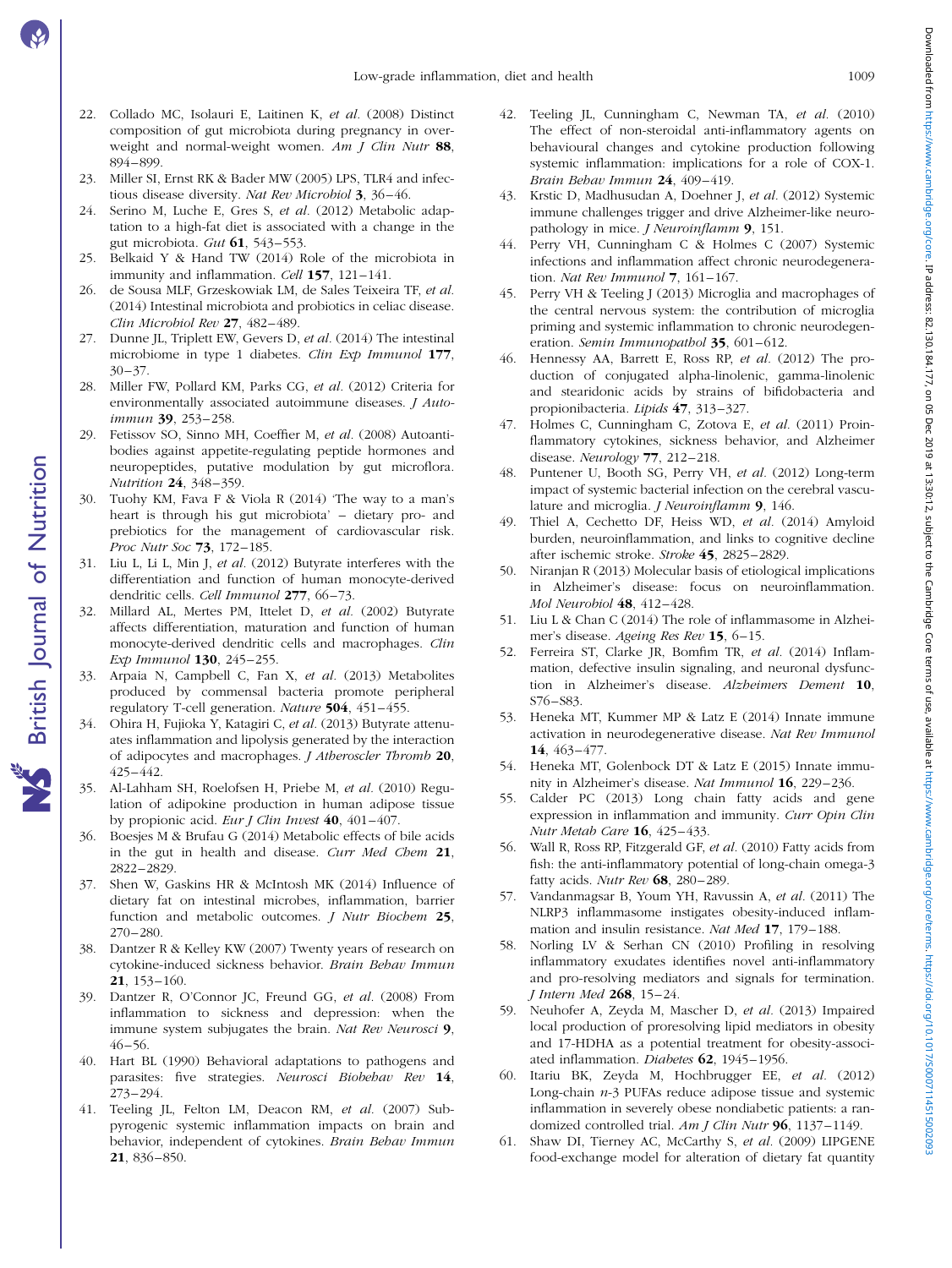22. Collado MC, Isolauri E, Laitinen K, *et al.* (2008) Distinct composition of gut microbiota during pregnancy in overweight and normal-weight women. *Am J Clin Nutr* **88**, 894–899.
23. Miller SI, Ernst RK & Bader MW (2005) LPS, TLR4 and infectious disease diversity. *Nat Rev Microbiol* **3**, 36–46.
24. Serino M, Luche E, Gres S, *et al.* (2012) Metabolic adaptation to a high-fat diet is associated with a change in the gut microbiota. *Gut* **61**, 543–553.
25. Belkaid Y & Hand TW (2014) Role of the microbiota in immunity and inflammation. *Cell* **157**, 121–141.
26. de Sousa MLF, Grzeskowiak LM, de Sales Teixeira TF, *et al.* (2014) Intestinal microbiota and probiotics in celiac disease. *Clin Microbiol Rev* **27**, 482–489.
27. Dunne JL, Triplett EW, Gevers D, *et al.* (2014) The intestinal microbiome in type 1 diabetes. *Clin Exp Immunol* **177**, 30–37.
28. Miller FW, Pollard KM, Parks CG, *et al.* (2012) Criteria for environmentally associated autoimmune diseases. *J Autoimmun* **39**, 253–258.
29. Fetissov SO, Sinno MH, Coeffier M, *et al.* (2008) Autoantibodies against appetite-regulating peptide hormones and neuropeptides, putative modulation by gut microflora. *Nutrition* **24**, 348–359.
30. Tuohy KM, Fava F & Viola R (2014) 'The way to a man's heart is through his gut microbiota' – dietary pro- and prebiotics for the management of cardiovascular risk. *Proc Nutr Soc* **73**, 172–185.
31. Liu L, Li L, Min J, *et al.* (2012) Butyrate interferes with the differentiation and function of human monocyte-derived dendritic cells. *Cell Immunol* **277**, 66–73.
32. Millard AL, Mertes PM, Ittelet D, *et al.* (2002) Butyrate affects differentiation, maturation and function of human monocyte-derived dendritic cells and macrophages. *Clin Exp Immunol* **130**, 245–255.
33. Arpaia N, Campbell C, Fan X, *et al.* (2013) Metabolites produced by commensal bacteria promote peripheral regulatory T-cell generation. *Nature* **504**, 451–455.
34. Ohira H, Fujioka Y, Katagiri C, *et al.* (2013) Butyrate attenuates inflammation and lipolysis generated by the interaction of adipocytes and macrophages. *J Atheroscler Thromb* **20**, 425–442.
35. Al-Lahham SH, Roelofsen H, Priebe M, *et al.* (2010) Regulation of adipokine production in human adipose tissue by propionic acid. *Eur J Clin Invest* **40**, 401–407.
36. Boesjes M & Brufau G (2014) Metabolic effects of bile acids in the gut in health and disease. *Curr Med Chem* **21**, 2822–2829.
37. Shen W, Gaskins HR & McIntosh MK (2014) Influence of dietary fat on intestinal microbes, inflammation, barrier function and metabolic outcomes. *J Nutr Biochem* **25**, 270–280.
38. Dantzer R & Kelley KW (2007) Twenty years of research on cytokine-induced sickness behavior. *Brain Behav Immun* **21**, 153–160.
39. Dantzer R, O'Connor JC, Freund GG, *et al.* (2008) From inflammation to sickness and depression: when the immune system subjugates the brain. *Nat Rev Neurosci* **9**, 46–56.
40. Hart BL (1990) Behavioral adaptations to pathogens and parasites: five strategies. *Neurosci Biobehav Rev* **14**, 273–294.
41. Teeling JL, Felton LM, Deacon RM, *et al.* (2007) Subpyrogenic systemic inflammation impacts on brain and behavior, independent of cytokines. *Brain Behav Immun* **21**, 836–850.
42. Teeling JL, Cunningham C, Newman TA, *et al.* (2010) The effect of non-steroidal anti-inflammatory agents on behavioural changes and cytokine production following systemic inflammation: implications for a role of COX-1. *Brain Behav Immun* **24**, 409–419.
43. Krstic D, Madhusudan A, Doehner J, *et al.* (2012) Systemic immune challenges trigger and drive Alzheimer-like neuropathology in mice. *J Neuroinflamm* **9**, 151.
44. Perry VH, Cunningham C & Holmes C (2007) Systemic infections and inflammation affect chronic neurodegeneration. *Nat Rev Immunol* **7**, 161–167.
45. Perry VH & Teeling J (2013) Microglia and macrophages of the central nervous system: the contribution of microglia priming and systemic inflammation to chronic neurodegeneration. *Semin Immunopathol* **35**, 601–612.
46. Hennessy AA, Barrett E, Ross RP, *et al.* (2012) The production of conjugated alpha-linolenic, gamma-linolenic and stearidonic acids by strains of bifidobacteria and propionibacteria. *Lipids* **47**, 313–327.
47. Holmes C, Cunningham C, Zotova E, *et al.* (2011) Proinflammatory cytokines, sickness behavior, and Alzheimer disease. *Neurology* **77**, 212–218.
48. Puntener U, Booth SG, Perry VH, *et al.* (2012) Long-term impact of systemic bacterial infection on the cerebral vasculature and microglia. *J Neuroinflamm* **9**, 146.
49. Thiel A, Cechetto DF, Heiss WD, *et al.* (2014) Amyloid burden, neuroinflammation, and links to cognitive decline after ischemic stroke. *Stroke* **45**, 2825–2829.
50. Niranjan R (2013) Molecular basis of etiological implications in Alzheimer's disease: focus on neuroinflammation. *Mol Neurobiol* **48**, 412–428.
51. Liu L & Chan C (2014) The role of inflammasome in Alzheimer's disease. *Ageing Res Rev* **15**, 6–15.
52. Ferreira ST, Clarke JR, Bomfim TR, *et al.* (2014) Inflammation, defective insulin signaling, and neuronal dysfunction in Alzheimer's disease. *Alzheimers Dement* **10**, S76–S83.
53. Heneka MT, Kummer MP & Latz E (2014) Innate immune activation in neurodegenerative disease. *Nat Rev Immunol* **14**, 463–477.
54. Heneka MT, Golenbock DT & Latz E (2015) Innate immunity in Alzheimer's disease. *Nat Immunol* **16**, 229–236.
55. Calder PC (2013) Long chain fatty acids and gene expression in inflammation and immunity. *Curr Opin Clin Nutr Metab Care* **16**, 425–433.
56. Wall R, Ross RP, Fitzgerald GF, *et al.* (2010) Fatty acids from fish: the anti-inflammatory potential of long-chain omega-3 fatty acids. *Nutr Rev* **68**, 280–289.
57. Vandanmagsar B, Youm YH, Ravussin A, *et al.* (2011) The NLRP3 inflammasome instigates obesity-induced inflammation and insulin resistance. *Nat Med* **17**, 179–188.
58. Norling LV & Serhan CN (2010) Profiling in resolving inflammatory exudates identifies novel anti-inflammatory and pro-resolving mediators and signals for termination. *J Intern Med* **268**, 15–24.
59. Neuhofer A, Zeyda M, Mascher D, *et al.* (2013) Impaired local production of proresolving lipid mediators in obesity and 17-HDHA as a potential treatment for obesity-associated inflammation. *Diabetes* **62**, 1945–1956.
60. Itariu BK, Zeyda M, Hochbrugger EE, *et al.* (2012) Long-chain $n$-3 PUFAs reduce adipose tissue and systemic inflammation in severely obese nondiabetic patients: a randomized controlled trial. *Am J Clin Nutr* **96**, 1137–1149.
61. Shaw DI, Tierney AC, McCarthy S, *et al.* (2009) LIPGENE food-exchange model for alteration of dietary fat quantity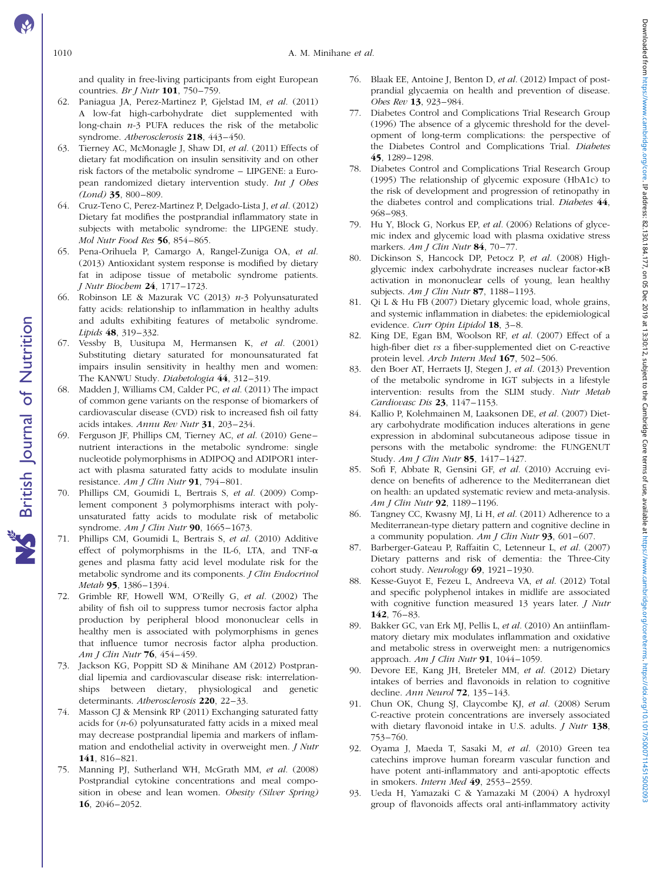and quality in free-living participants from eight European countries. *Br J Nutr* **101**, 750–759.

62. Paniagua JA, Perez-Martinez P, Gjelstad IM, *et al.* (2011) A low-fat high-carbohydrate diet supplemented with long-chain *n*-3 PUFA reduces the risk of the metabolic syndrome. *Atherosclerosis* **218**, 443–450.
63. Tierney AC, McMonagle J, Shaw DI, *et al.* (2011) Effects of dietary fat modification on insulin sensitivity and on other risk factors of the metabolic syndrome – LIPGENE: a European randomized dietary intervention study. *Int J Obes (Lond)* **35**, 800–809.
64. Cruz-Teno C, Perez-Martinez P, Delgado-Lista J, *et al.* (2012) Dietary fat modifies the postprandial inflammatory state in subjects with metabolic syndrome: the LIPGENE study. *Mol Nutr Food Res* **56**, 854–865.
65. Pena-Orihuela P, Camargo A, Rangel-Zuniga OA, *et al.* (2013) Antioxidant system response is modified by dietary fat in adipose tissue of metabolic syndrome patients. *J Nutr Biochem* **24**, 1717–1723.
66. Robinson LE & Mazurak VC (2013) *n*-3 Polyunsaturated fatty acids: relationship to inflammation in healthy adults and adults exhibiting features of metabolic syndrome. *Lipids* **48**, 319–332.
67. Vessby B, Uusitupa M, Hermansen K, *et al.* (2001) Substituting dietary saturated for monounsaturated fat impairs insulin sensitivity in healthy men and women: The KANWU Study. *Diabetologia* **44**, 312–319.
68. Madden J, Williams CM, Calder PC, *et al.* (2011) The impact of common gene variants on the response of biomarkers of cardiovascular disease (CVD) risk to increased fish oil fatty acids intakes. *Annu Rev Nutr* **31**, 203–234.
69. Ferguson JF, Phillips CM, Tierney AC, *et al.* (2010) Gene–nutrient interactions in the metabolic syndrome: single nucleotide polymorphisms in ADIPOQ and ADIPOR1 interact with plasma saturated fatty acids to modulate insulin resistance. *Am J Clin Nutr* **91**, 794–801.
70. Phillips CM, Goumidi L, Bertrais S, *et al.* (2009) Complement component 3 polymorphisms interact with polyunsaturated fatty acids to modulate risk of metabolic syndrome. *Am J Clin Nutr* **90**, 1665–1673.
71. Phillips CM, Goumidi L, Bertrais S, *et al.* (2010) Additive effect of polymorphisms in the IL-6, LTA, and TNF-α genes and plasma fatty acid level modulate risk for the metabolic syndrome and its components. *J Clin Endocrinol Metab* **95**, 1386–1394.
72. Grimble RF, Howell WM, O'Reilly G, *et al.* (2002) The ability of fish oil to suppress tumor necrosis factor alpha production by peripheral blood mononuclear cells in healthy men is associated with polymorphisms in genes that influence tumor necrosis factor alpha production. *Am J Clin Nutr* **76**, 454–459.
73. Jackson KG, Poppitt SD & Minihane AM (2012) Postprandial lipemia and cardiovascular disease risk: interrelationships between dietary, physiological and genetic determinants. *Atherosclerosis* **220**, 22–33.
74. Masson CJ & Mensink RP (2011) Exchanging saturated fatty acids for (*n*-6) polyunsaturated fatty acids in a mixed meal may decrease postprandial lipemia and markers of inflammation and endothelial activity in overweight men. *J Nutr* **141**, 816–821.
75. Manning PJ, Sutherland WH, McGrath MM, *et al.* (2008) Postprandial cytokine concentrations and meal composition in obese and lean women. *Obesity (Silver Spring)* **16**, 2046–2052.
76. Blaak EE, Antoine J, Benton D, *et al.* (2012) Impact of postprandial glycaemia on health and prevention of disease. *Obes Rev* **13**, 923–984.
77. Diabetes Control and Complications Trial Research Group (1996) The absence of a glycemic threshold for the development of long-term complications: the perspective of the Diabetes Control and Complications Trial. *Diabetes* **45**, 1289–1298.
78. Diabetes Control and Complications Trial Research Group (1995) The relationship of glycemic exposure (HbA1c) to the risk of development and progression of retinopathy in the diabetes control and complications trial. *Diabetes* **44**, 968–983.
79. Hu Y, Block G, Norkus EP, *et al.* (2006) Relations of glycemic index and glycemic load with plasma oxidative stress markers. *Am J Clin Nutr* **84**, 70–77.
80. Dickinson S, Hancock DP, Petocz P, *et al.* (2008) High-glycemic index carbohydrate increases nuclear factor-κB activation in mononuclear cells of young, lean healthy subjects. *Am J Clin Nutr* **87**, 1188–1193.
81. Qi L & Hu FB (2007) Dietary glycemic load, whole grains, and systemic inflammation in diabetes: the epidemiological evidence. *Curr Opin Lipidol* **18**, 3–8.
82. King DE, Egan BM, Woolson RF, *et al.* (2007) Effect of a high-fiber diet *vs* a fiber-supplemented diet on C-reactive protein level. *Arch Intern Med* **167**, 502–506.
83. den Boer AT, Herraets IJ, Stegen J, *et al.* (2013) Prevention of the metabolic syndrome in IGT subjects in a lifestyle intervention: results from the SLIM study. *Nutr Metab Cardiovasc Dis* **23**, 1147–1153.
84. Kallio P, Kolehmainen M, Laaksonen DE, *et al.* (2007) Dietary carbohydrate modification induces alterations in gene expression in abdominal subcutaneous adipose tissue in persons with the metabolic syndrome: the FUNGENUT Study. *Am J Clin Nutr* **85**, 1417–1427.
85. Sofi F, Abbate R, Gensini GF, *et al.* (2010) Accruing evidence on benefits of adherence to the Mediterranean diet on health: an updated systematic review and meta-analysis. *Am J Clin Nutr* **92**, 1189–1196.
86. Tangney CC, Kwasny MJ, Li H, *et al.* (2011) Adherence to a Mediterranean-type dietary pattern and cognitive decline in a community population. *Am J Clin Nutr* **93**, 601–607.
87. Barberger-Gateau P, Raffaitin C, Letenneur L, *et al.* (2007) Dietary patterns and risk of dementia: the Three-City cohort study. *Neurology* **69**, 1921–1930.
88. Kesse-Guyot E, Fezeu L, Andreeva VA, *et al.* (2012) Total and specific polyphenol intakes in midlife are associated with cognitive function measured 13 years later. *J Nutr* **142**, 76–83.
89. Bakker GC, van Erk MJ, Pellis L, *et al.* (2010) An antiinflammatory dietary mix modulates inflammation and oxidative and metabolic stress in overweight men: a nutrigenomics approach. *Am J Clin Nutr* **91**, 1044–1059.
90. Devore EE, Kang JH, Breteler MM, *et al.* (2012) Dietary intakes of berries and flavonoids in relation to cognitive decline. *Ann Neurol* **72**, 135–143.
91. Chun OK, Chung SJ, Claycombe KJ, *et al.* (2008) Serum C-reactive protein concentrations are inversely associated with dietary flavonoid intake in U.S. adults. *J Nutr* **138**, 753–760.
92. Oyama J, Maeda T, Sasaki M, *et al.* (2010) Green tea catechins improve human forearm vascular function and have potent anti-inflammatory and anti-apoptotic effects in smokers. *Intern Med* **49**, 2553–2559.
93. Ueda H, Yamazaki C & Yamazaki M (2004) A hydroxyl group of flavonoids affects oral anti-inflammatory activity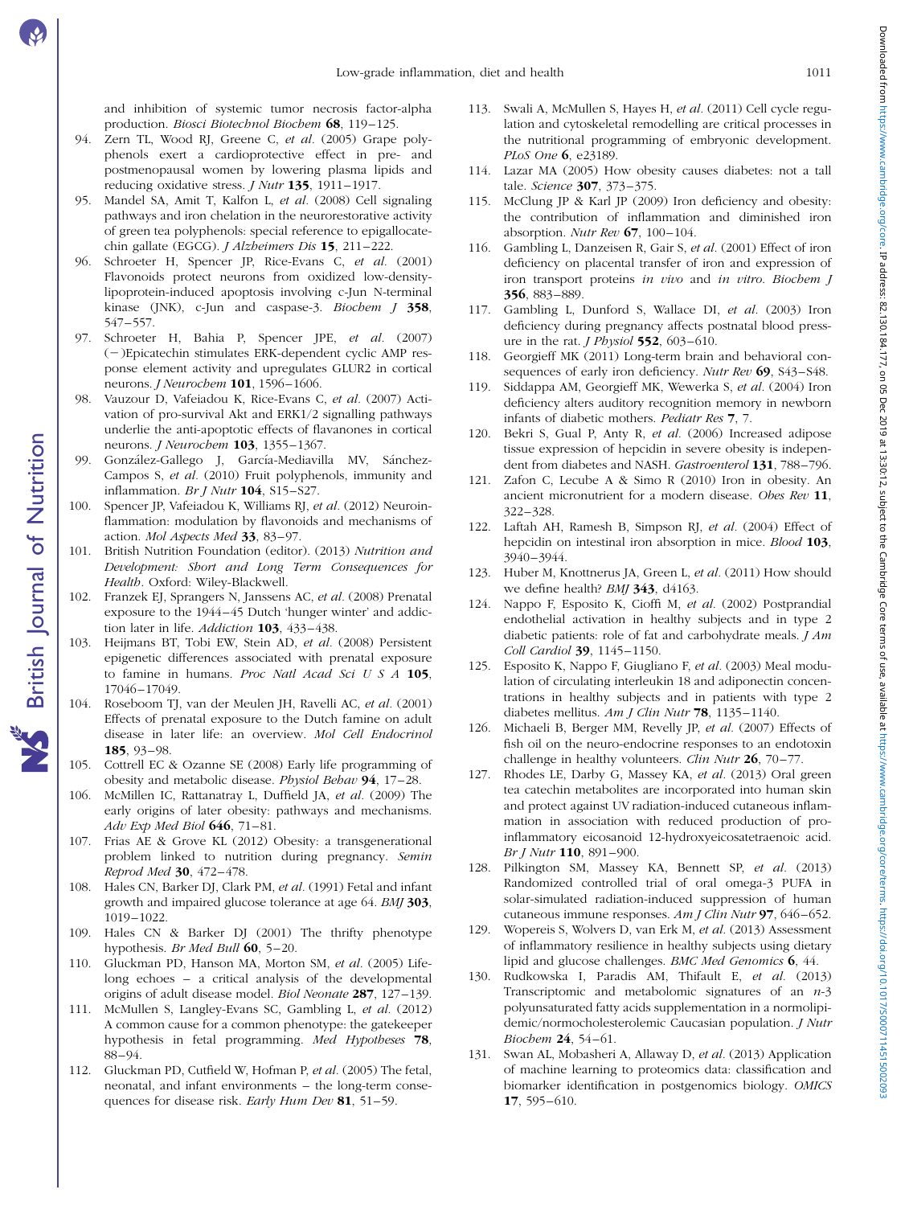and inhibition of systemic tumor necrosis factor-alpha production. *Biosci Biotechnol Biochem* **68**, 119–125.

94. Zern TL, Wood RJ, Greene C, *et al.* (2005) Grape polyphenols exert a cardioprotective effect in pre- and postmenopausal women by lowering plasma lipids and reducing oxidative stress. *J Nutr* **135**, 1911–1917.
95. Mandel SA, Amit T, Kalfon L, *et al.* (2008) Cell signaling pathways and iron chelation in the neurorestorative activity of green tea polyphenols: special reference to epigallocatechin gallate (EGCG). *J Alzheimers Dis* **15**, 211–222.
96. Schroeter H, Spencer JP, Rice-Evans C, *et al.* (2001) Flavonoids protect neurons from oxidized low-density-lipoprotein-induced apoptosis involving c-Jun N-terminal kinase (JNK), c-Jun and caspase-3. *Biochem J* **358**, 547–557.
97. Schroeter H, Bahia P, Spencer JPE, *et al.* (2007) (−)Epicatechin stimulates ERK-dependent cyclic AMP response element activity and upregulates GLUR2 in cortical neurons. *J Neurochem* **101**, 1596–1606.
98. Vauzour D, Vafeiadou K, Rice-Evans C, *et al.* (2007) Activation of pro-survival Akt and ERK1/2 signalling pathways underlie the anti-apoptotic effects of flavanones in cortical neurons. *J Neurochem* **103**, 1355–1367.
99. González-Gallego J, García-Mediavilla MV, Sánchez-Campos S, *et al.* (2010) Fruit polyphenols, immunity and inflammation. *Br J Nutr* **104**, S15–S27.
100. Spencer JP, Vafeiadou K, Williams RJ, *et al.* (2012) Neuroinflammation: modulation by flavonoids and mechanisms of action. *Mol Aspects Med* **33**, 83–97.
101. British Nutrition Foundation (editor). (2013) *Nutrition and Development: Short and Long Term Consequences for Health*. Oxford: Wiley-Blackwell.
102. Franzek EJ, Sprangers N, Janssens AC, *et al.* (2008) Prenatal exposure to the 1944–45 Dutch 'hunger winter' and addiction later in life. *Addiction* **103**, 433–438.
103. Heijmans BT, Tobi EW, Stein AD, *et al.* (2008) Persistent epigenetic differences associated with prenatal exposure to famine in humans. *Proc Natl Acad Sci U S A* **105**, 17046–17049.
104. Roseboom TJ, van der Meulen JH, Ravelli AC, *et al.* (2001) Effects of prenatal exposure to the Dutch famine on adult disease in later life: an overview. *Mol Cell Endocrinol* **185**, 93–98.
105. Cottrell EC & Ozanne SE (2008) Early life programming of obesity and metabolic disease. *Physiol Behav* **94**, 17–28.
106. McMillen IC, Rattanatray L, Duffield JA, *et al.* (2009) The early origins of later obesity: pathways and mechanisms. *Adv Exp Med Biol* **646**, 71–81.
107. Frias AE & Grove KL (2012) Obesity: a transgenerational problem linked to nutrition during pregnancy. *Semin Reprod Med* **30**, 472–478.
108. Hales CN, Barker DJ, Clark PM, *et al.* (1991) Fetal and infant growth and impaired glucose tolerance at age 64. *BMJ* **303**, 1019–1022.
109. Hales CN & Barker DJ (2001) The thrifty phenotype hypothesis. *Br Med Bull* **60**, 5–20.
110. Gluckman PD, Hanson MA, Morton SM, *et al.* (2005) Life-long echoes – a critical analysis of the developmental origins of adult disease model. *Biol Neonate* **287**, 127–139.
111. McMullen S, Langley-Evans SC, Gambling L, *et al.* (2012) A common cause for a common phenotype: the gatekeeper hypothesis in fetal programming. *Med Hypotheses* **78**, 88–94.
112. Gluckman PD, Cutfield W, Hofman P, *et al.* (2005) The fetal, neonatal, and infant environments – the long-term consequences for disease risk. *Early Hum Dev* **81**, 51–59.
113. Swali A, McMullen S, Hayes H, *et al.* (2011) Cell cycle regulation and cytoskeletal remodelling are critical processes in the nutritional programming of embryonic development. *PLoS One* **6**, e23189.
114. Lazar MA (2005) How obesity causes diabetes: not a tall tale. *Science* **307**, 373–375.
115. McClung JP & Karl JP (2009) Iron deficiency and obesity: the contribution of inflammation and diminished iron absorption. *Nutr Rev* **67**, 100–104.
116. Gambling L, Danzeisen R, Gair S, *et al.* (2001) Effect of iron deficiency on placental transfer of iron and expression of iron transport proteins *in vivo* and *in vitro*. *Biochem J* **356**, 883–889.
117. Gambling L, Dunford S, Wallace DI, *et al.* (2003) Iron deficiency during pregnancy affects postnatal blood pressure in the rat. *J Physiol* **552**, 603–610.
118. Georgieff MK (2011) Long-term brain and behavioral consequences of early iron deficiency. *Nutr Rev* **69**, S43–S48.
119. Siddappa AM, Georgieff MK, Wewerka S, *et al.* (2004) Iron deficiency alters auditory recognition memory in newborn infants of diabetic mothers. *Pediatr Res* **7**, 7.
120. Bekri S, Gual P, Anty R, *et al.* (2006) Increased adipose tissue expression of hepcidin in severe obesity is independent from diabetes and NASH. *Gastroenterol* **131**, 788–796.
121. Zafon C, Lecube A & Simo R (2010) Iron in obesity. An ancient micronutrient for a modern disease. *Obes Rev* **11**, 322–328.
122. Laftah AH, Ramesh B, Simpson RJ, *et al.* (2004) Effect of hepcidin on intestinal iron absorption in mice. *Blood* **103**, 3940–3944.
123. Huber M, Knottnerus JA, Green L, *et al.* (2011) How should we define health? *BMJ* **343**, d4163.
124. Nappo F, Esposito K, Cioffi M, *et al.* (2002) Postprandial endothelial activation in healthy subjects and in type 2 diabetic patients: role of fat and carbohydrate meals. *J Am Coll Cardiol* **39**, 1145–1150.
125. Esposito K, Nappo F, Giugliano F, *et al.* (2003) Meal modulation of circulating interleukin 18 and adiponectin concentrations in healthy subjects and in patients with type 2 diabetes mellitus. *Am J Clin Nutr* **78**, 1135–1140.
126. Michaeli B, Berger MM, Revelly JP, *et al.* (2007) Effects of fish oil on the neuro-endocrine responses to an endotoxin challenge in healthy volunteers. *Clin Nutr* **26**, 70–77.
127. Rhodes LE, Darby G, Massey KA, *et al.* (2013) Oral green tea catechin metabolites are incorporated into human skin and protect against UV radiation-induced cutaneous inflammation in association with reduced production of pro-inflammatory eicosanoid 12-hydroxyeicosatetraenoic acid. *Br J Nutr* **110**, 891–900.
128. Pilkington SM, Massey KA, Bennett SP, *et al.* (2013) Randomized controlled trial of oral omega-3 PUFA in solar-simulated radiation-induced suppression of human cutaneous immune responses. *Am J Clin Nutr* **97**, 646–652.
129. Wopereis S, Wolvers D, van Erk M, *et al.* (2013) Assessment of inflammatory resilience in healthy subjects using dietary lipid and glucose challenges. *BMC Med Genomics* **6**, 44.
130. Rudkowska I, Paradis AM, Thifault E, *et al.* (2013) Transcriptomic and metabolomic signatures of an *n*-3 polyunsaturated fatty acids supplementation in a normolipidemic/normocholesterolemic Caucasian population. *J Nutr Biochem* **24**, 54–61.
131. Swan AL, Mobasheri A, Allaway D, *et al.* (2013) Application of machine learning to proteomics data: classification and biomarker identification in postgenomics biology. *OMICS* **17**, 595–610.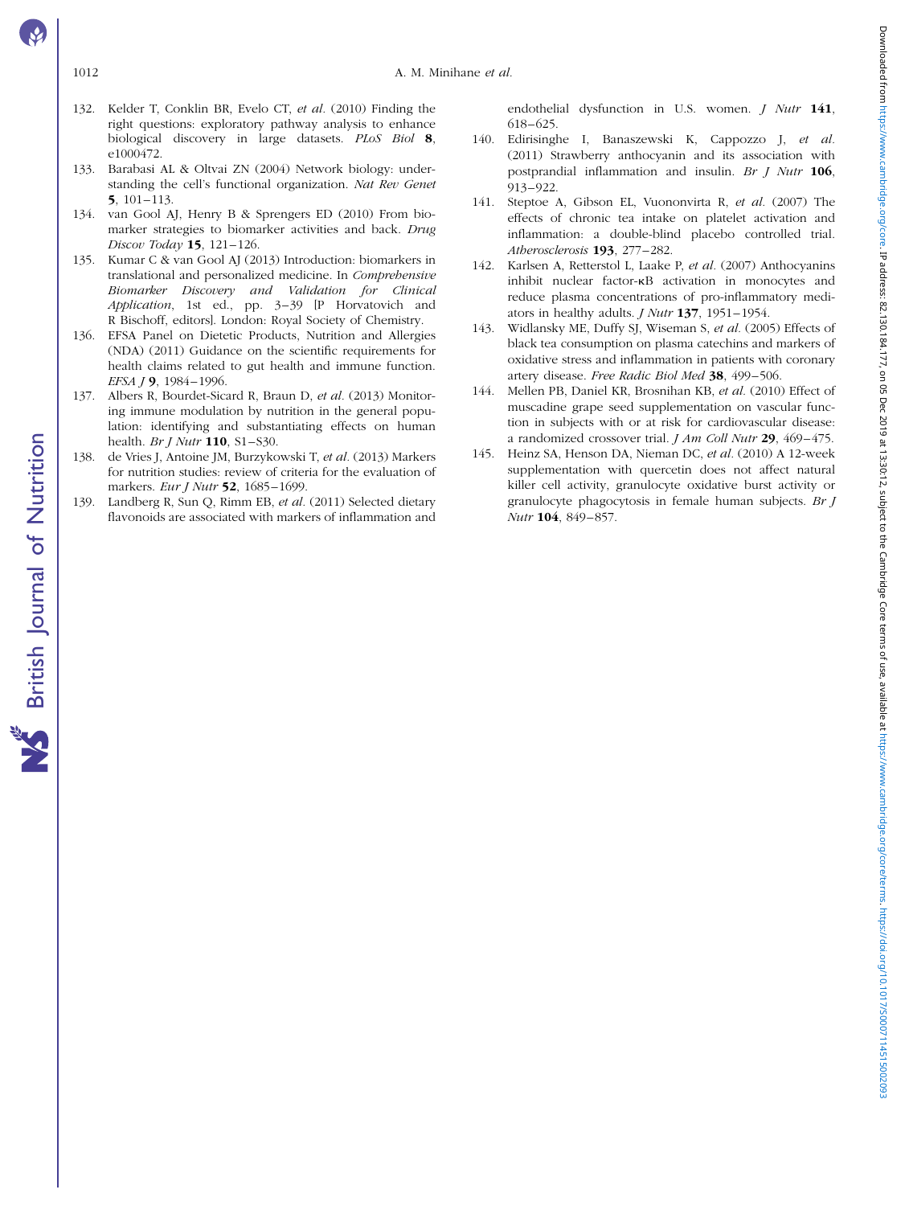132. Kelder T, Conklin BR, Evelo CT, *et al.* (2010) Finding the right questions: exploratory pathway analysis to enhance biological discovery in large datasets. *PLoS Biol* **8**, e1000472.
133. Barabasi AL & Oltvai ZN (2004) Network biology: understanding the cell's functional organization. *Nat Rev Genet* **5**, 101–113.
134. van Gool AJ, Henry B & Sprengers ED (2010) From biomarker strategies to biomarker activities and back. *Drug Discov Today* **15**, 121–126.
135. Kumar C & van Gool AJ (2013) Introduction: biomarkers in translational and personalized medicine. In *Comprehensive Biomarker Discovery and Validation for Clinical Application*, 1st ed., pp. 3–39 [P Horvatovich and R Bischoff, editors]. London: Royal Society of Chemistry.
136. EFSA Panel on Dietetic Products, Nutrition and Allergies (NDA) (2011) Guidance on the scientific requirements for health claims related to gut health and immune function. *EFSA J* **9**, 1984–1996.
137. Albers R, Bourdet-Sicard R, Braun D, *et al.* (2013) Monitoring immune modulation by nutrition in the general population: identifying and substantiating effects on human health. *Br J Nutr* **110**, S1–S30.
138. de Vries J, Antoine JM, Burzykowski T, *et al.* (2013) Markers for nutrition studies: review of criteria for the evaluation of markers. *Eur J Nutr* **52**, 1685–1699.
139. Landberg R, Sun Q, Rimm EB, *et al.* (2011) Selected dietary flavonoids are associated with markers of inflammation and endothelial dysfunction in U.S. women. *J Nutr* **141**, 618–625.
140. Edirisinghe I, Banaszewski K, Cappozzo J, *et al.* (2011) Strawberry anthocyanin and its association with postprandial inflammation and insulin. *Br J Nutr* **106**, 913–922.
141. Steptoe A, Gibson EL, Vuononvirta R, *et al.* (2007) The effects of chronic tea intake on platelet activation and inflammation: a double-blind placebo controlled trial. *Atherosclerosis* **193**, 277–282.
142. Karlsen A, Retterstol L, Laake P, *et al.* (2007) Anthocyanins inhibit nuclear factor-κB activation in monocytes and reduce plasma concentrations of pro-inflammatory mediators in healthy adults. *J Nutr* **137**, 1951–1954.
143. Widlansky ME, Duffy SJ, Wiseman S, *et al.* (2005) Effects of black tea consumption on plasma catechins and markers of oxidative stress and inflammation in patients with coronary artery disease. *Free Radic Biol Med* **38**, 499–506.
144. Mellen PB, Daniel KR, Brosnihan KB, *et al.* (2010) Effect of muscadine grape seed supplementation on vascular function in subjects with or at risk for cardiovascular disease: a randomized crossover trial. *J Am Coll Nutr* **29**, 469–475.
145. Heinz SA, Henson DA, Nieman DC, *et al.* (2010) A 12-week supplementation with quercetin does not affect natural killer cell activity, granulocyte oxidative burst activity or granulocyte phagocytosis in female human subjects. *Br J Nutr* **104**, 849–857.